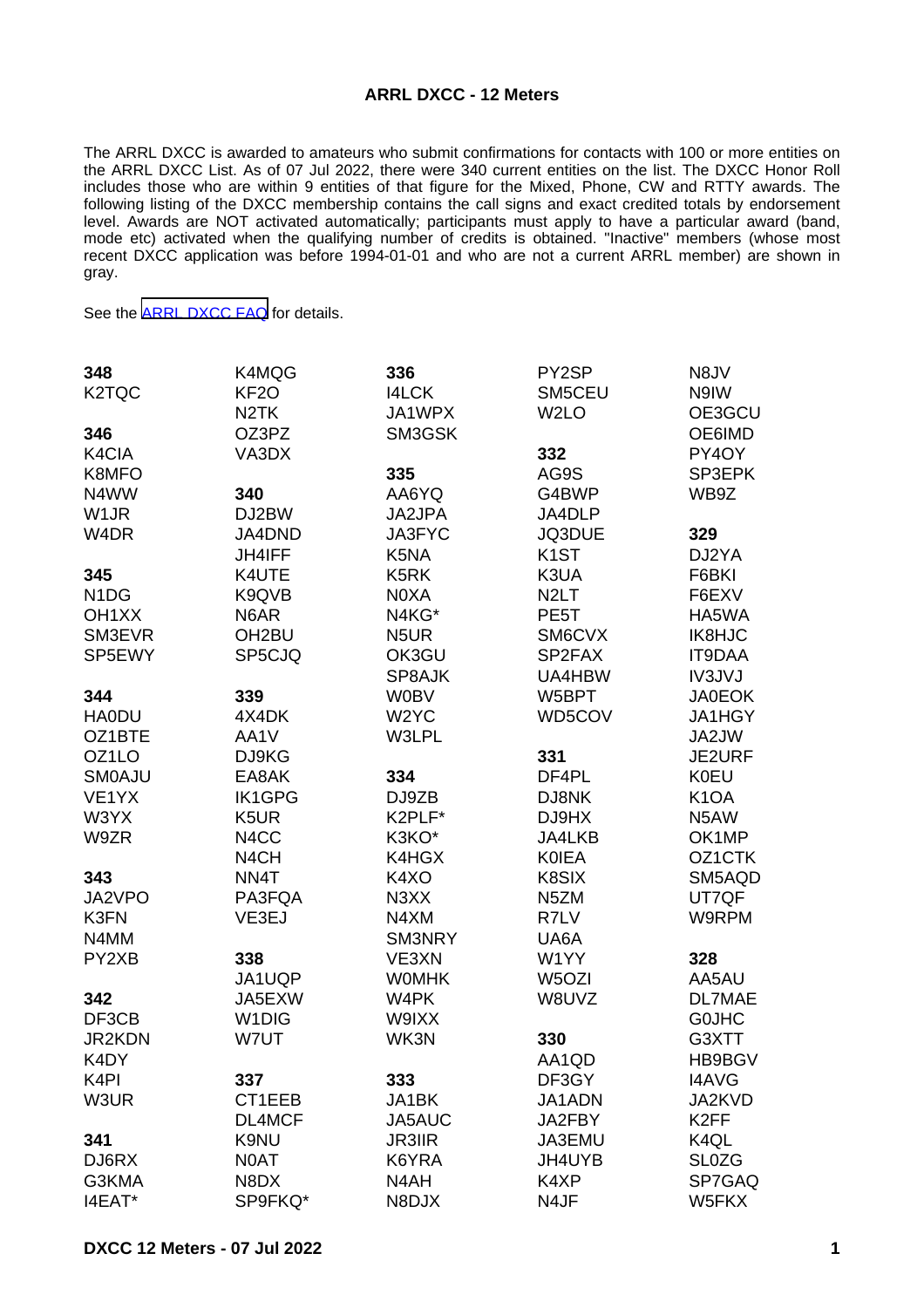# ARRL DXCC - 12 Meters

The ARRL DXCC is awarded to amateurs who submit confirmations for contacts with 100 or more entities on the ARRL DXCC List. As of 07 Jul 2022, there were 340 current entities on the list. The DXCC Honor Roll includes those who are within 9 entities of that figure for the Mixed, Phone, CW and RTTY awards. The following listing of the DXCC membership contains the call signs and exact credited totals by endorsement level. Awards are NOT activated automatically; participants must apply to have a particular award (band, mode etc) activated when the qualifying number of credits is obtained. "Inactive" members (whose most recent DXCC application was before 1994-01-01 and who are not a current ARRL member) are shown in gray.

See the [ARRL DXCC FAQ] for details.

**348**
K2TQC

**346**
K4CIA
K8MFO
N4WW
W1JR
W4DR

**345**
N1DG
OH1XX
SM3EVR
SP5EWY

**344**
HA0DU
OZ1BTE
OZ1LO
SM0AJU
VE1YX
W3YX
W9ZR

**343**
JA2VPO
K3FN
N4MM
PY2XB

**342**
DF3CB
JR2KDN
K4DY
K4PI
W3UR

**341**
DJ6RX
G3KMA
I4EAT*
K4MQG
KF2O
N2TK
OZ3PZ
VA3DX

**340**
DJ2BW
JA4DND
JH4IFF
K4UTE
K9QVB
N6AR
OH2BU
SP5CJQ

**339**
4X4DK
AA1V
DJ9KG
EA8AK
IK1GPG
K5UR
N4CC
N4CH
NN4T
PA3FQA
VE3EJ

**338**
JA1UQP
JA5EXW
W1DIG
W7UT

**337**
CT1EEB
DL4MCF
K9NU
N0AT
N8DX
SP9FKQ*

**336**
I4LCK
JA1WPX
SM3GSK

**335**
AA6YQ
JA2JPA
JA3FYC
K5NA
K5RK
N0XA
N4KG*
N5UR
OK3GU
SP8AJK
W0BV
W2YC
W3LPL

**334**
DJ9ZB
K2PLF*
K3KO*
K4HGX
K4XO
N3XX
N4XM
SM3NRY
VE3XN
W0MHK
W4PK
W9IXX
WK3N

**333**
JA1BK
JA5AUC
JR3IIR
K6YRA
N4AH
N8DJX
PY2SP
SM5CEU
W2LO

**332**
AG9S
G4BWP
JA4DLP
JQ3DUE
K1ST
K3UA
N2LT
PE5T
SM6CVX
SP2FAX
UA4HBW
W5BPT
WD5COV

**331**
DF4PL
DJ8NK
DJ9HX
JA4LKB
K0IEA
K8SIX
N5ZM
R7LV
UA6A
W1YY
W5OZI
W8UVZ

**330**
AA1QD
DF3GY
JA1ADN
JA2FBY
JA3EMU
JH4UYB
K4XP
N4JF
N8JV
N9IW
OE3GCU
OE6IMD
PY4OY
SP3EPK
WB9Z

**329**
DJ2YA
F6BKI
F6EXV
HA5WA
IK8HJC
IT9DAA
IV3JVJ
JA0EOK
JA1HGY
JA2JW
JE2URF
K0EU
K1OA
N5AW
OK1MP
OZ1CTK
SM5AQD
UT7QF
W9RPM

**328**
AA5AU
DL7MAE
G0JHC
G3XTT
HB9BGV
I4AVG
JA2KVD
K2FF
K4QL
SL0ZG
SP7GAQ
W5FKX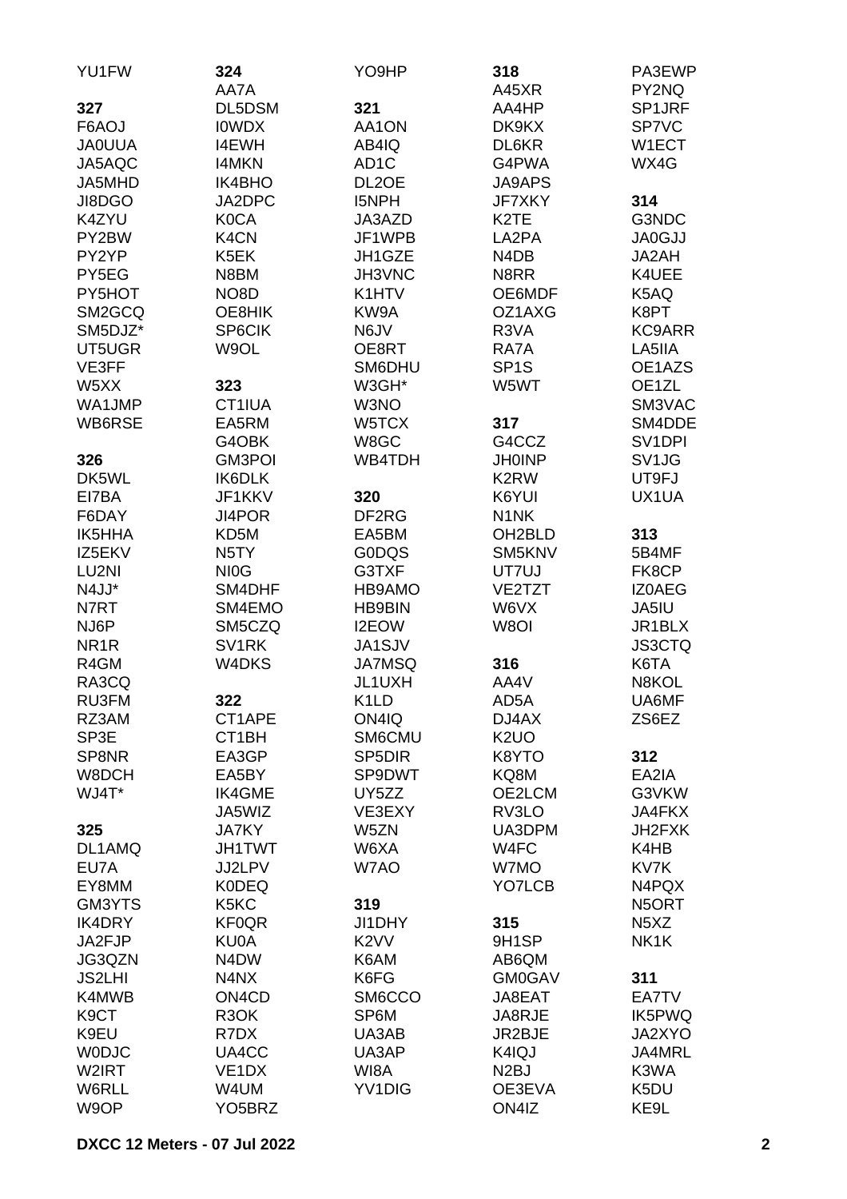YU1FW

**327**
F6AOJ
JA0UUA
JA5AQC
JA5MHD
JI8DGO
K4ZYU
PY2BW
PY2YP
PY5EG
PY5HOT
SM2GCQ
SM5DJZ*
UT5UGR
VE3FF
W5XX
WA1JMP
WB6RSE

**326**
DK5WL
EI7BA
F6DAY
IK5HHA
IZ5EKV
LU2NI
N4JJ*
N7RT
NJ6P
NR1R
R4GM
RA3CQ
RU3FM
RZ3AM
SP3E
SP8NR
W8DCH
WJ4T*

**325**
DL1AMQ
EU7A
EY8MM
GM3YTS
IK4DRY
JA2FJP
JG3QZN
JS2LHI
K4MWB
K9CT
K9EU
W0DJC
W2IRT
W6RLL
W9OP

**324**
AA7A
DL5DSM
I0WDX
I4EWH
I4MKN
IK4BHO
JA2DPC
K0CA
K4CN
K5EK
N8BM
NO8D
OE8HIK
SP6CIK
W9OL

**323**
CT1IUA
EA5RM
G4OBK
GM3POI
IK6DLK
JF1KKV
JI4POR
KD5M
N5TY
NI0G
SM4DHF
SM4EMO
SM5CZQ
SV1RK
W4DKS

**322**
CT1APE
CT1BH
EA3GP
EA5BY
IK4GME
JA5WIZ
JA7KY
JH1TWT
JJ2LPV
K0DEQ
K5KC
KF0QR
KU0A
N4DW
N4NX
ON4CD
R3OK
R7DX
UA4CC
VE1DX
W4UM
YO5BRZ

YO9HP

**321**
AA1ON
AB4IQ
AD1C
DL2OE
I5NPH
JA3AZD
JF1WPB
JH1GZE
JH3VNC
K1HTV
KW9A
N6JV
OE8RT
SM6DHU
W3GH*
W3NO
W5TCX
W8GC
WB4TDH

**320**
DF2RG
EA5BM
G0DQS
G3TXF
HB9AMO
HB9BIN
I2EOW
JA1SJV
JA7MSQ
JL1UXH
K1LD
ON4IQ
SM6CMU
SP5DIR
SP9DWT
UY5ZZ
VE3EXY
W5ZN
W6XA
W7AO

**319**
JI1DHY
K2VV
K6AM
K6FG
SM6CCO
SP6M
UA3AB
UA3AP
WI8A
YV1DIG

**318**
A45XR
AA4HP
DK9KX
DL6KR
G4PWA
JA9APS
JF7XKY
K2TE
LA2PA
N4DB
N8RR
OE6MDF
OZ1AXG
R3VA
RA7A
SP1S
W5WT

**317**
G4CCZ
JH0INP
K2RW
K6YUI
N1NK
OH2BLD
SM5KNV
UT7UJ
VE2TZT
W6VX
W8OI

**316**
AA4V
AD5A
DJ4AX
K2UO
K8YTO
KQ8M
OE2LCM
RV3LO
UA3DPM
W4FC
W7MO
YO7LCB

**315**
9H1SP
AB6QM
GM0GAV
JA8EAT
JA8RJE
JR2BJE
K4IQJ
N2BJ
OE3EVA
ON4IZ

PA3EWP
PY2NQ
SP1JRF
SP7VC
W1ECT
WX4G

**314**
G3NDC
JA0GJJ
JA2AH
K4UEE
K5AQ
K8PT
KC9ARR
LA5IIA
OE1AZS
OE1ZL
SM3VAC
SM4DDE
SV1DPI
SV1JG
UT9FJ
UX1UA

**313**
5B4MF
FK8CP
IZ0AEG
JA5IU
JR1BLX
JS3CTQ
K6TA
N8KOL
UA6MF
ZS6EZ

**312**
EA2IA
G3VKW
JA4FKX
JH2FXK
K4HB
KV7K
N4PQX
N5ORT
N5XZ
NK1K

**311**
EA7TV
IK5PWQ
JA2XYO
JA4MRL
K3WA
K5DU
KE9L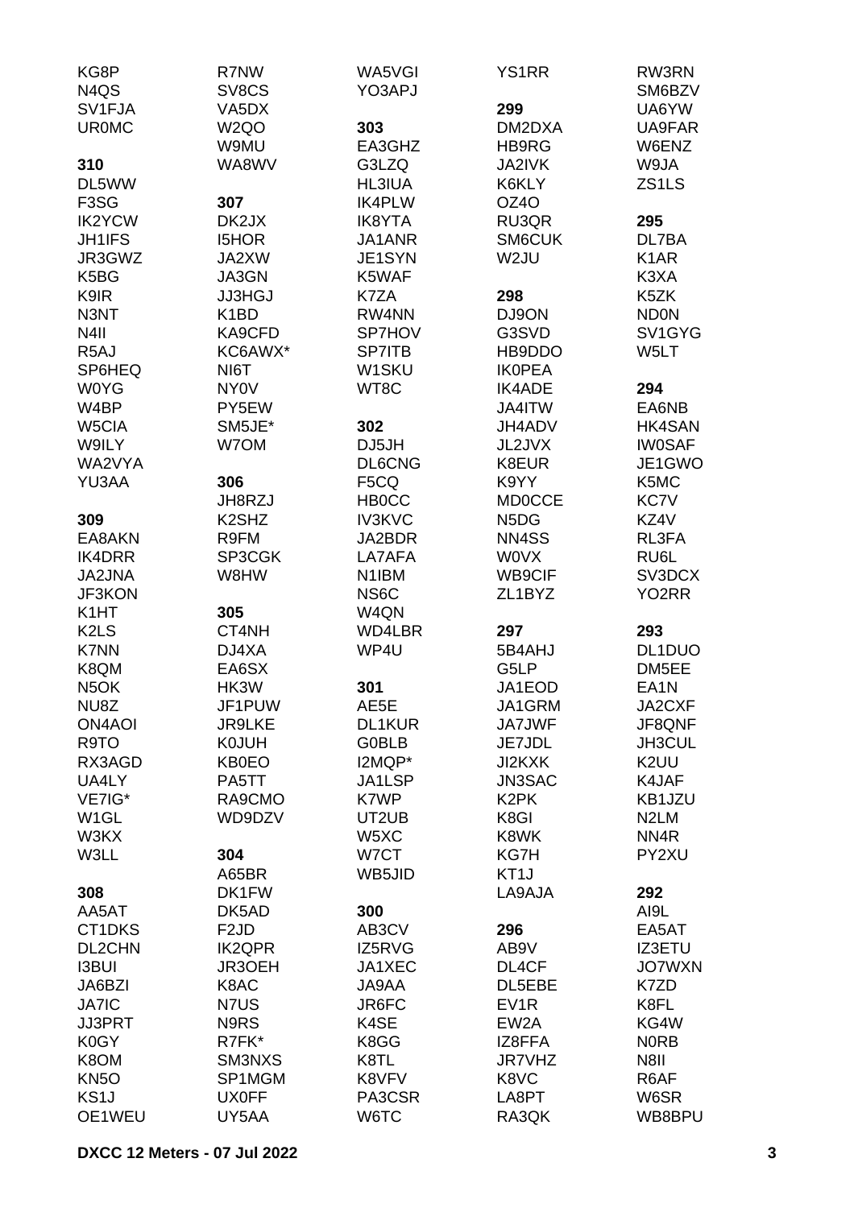KG8P
N4QS
SV1FJA
UR0MC

**310**
DL5WW
F3SG
IK2YCW
JH1IFS
JR3GWZ
K5BG
K9IR
N3NT
N4II
R5AJ
SP6HEQ
W0YG
W4BP
W5CIA
W9ILY
WA2VYA
YU3AA

**309**
EA8AKN
IK4DRR
JA2JNA
JF3KON
K1HT
K2LS
K7NN
K8QM
N5OK
NU8Z
ON4AOI
R9TO
RX3AGD
UA4LY
VE7IG*
W1GL
W3KX
W3LL

**308**
AA5AT
CT1DKS
DL2CHN
I3BUI
JA6BZI
JA7IC
JJ3PRT
K0GY
K8OM
KN5O
KS1J
OE1WEU

R7NW
SV8CS
VA5DX
W2QO
W9MU
WA8WV

**307**
DK2JX
I5HOR
JA2XW
JA3GN
JJ3HGJ
K1BD
KA9CFD
KC6AWX*
NI6T
NY0V
PY5EW
SM5JE*
W7OM

**306**
JH8RZJ
K2SHZ
R9FM
SP3CGK
W8HW

**305**
CT4NH
DJ4XA
EA6SX
HK3W
JF1PUW
JR9LKE
K0JUH
KB0EO
PA5TT
RA9CMO
WD9DZV

**304**
A65BR
DK1FW
DK5AD
F2JD
IK2QPR
JR3OEH
K8AC
N7US
N9RS
R7FK*
SM3NXS
SP1MGM
UX0FF
UY5AA

WA5VGI
YO3APJ

**303**
EA3GHZ
G3LZQ
HL3IUA
IK4PLW
IK8YTA
JA1ANR
JE1SYN
K5WAF
K7ZA
RW4NN
SP7HOV
SP7ITB
W1SKU
WT8C

**302**
DJ5JH
DL6CNG
F5CQ
HB0CC
IV3KVC
JA2BDR
LA7AFA
N1IBM
NS6C
W4QN
WD4LBR
WP4U

**301**
AE5E
DL1KUR
G0BLB
I2MQP*
JA1LSP
K7WP
UT2UB
W5XC
W7CT
WB5JID

**300**
AB3CV
IZ5RVG
JA1XEC
JA9AA
JR6FC
K4SE
K8GG
K8TL
K8VFV
PA3CSR
W6TC

YS1RR

**299**
DM2DXA
HB9RG
JA2IVK
K6KLY
OZ4O
RU3QR
SM6CUK
W2JU

**298**
DJ9ON
G3SVD
HB9DDO
IK0PEA
IK4ADE
JA4ITW
JH4ADV
JL2JVX
K8EUR
K9YY
MD0CCE
N5DG
NN4SS
W0VX
WB9CIF
ZL1BYZ

**297**
5B4AHJ
G5LP
JA1EOD
JA1GRM
JA7JWF
JE7JDL
JI2KXK
JN3SAC
K2PK
K8GI
K8WK
KG7H
KT1J
LA9AJA

**296**
AB9V
DL4CF
DL5EBE
EV1R
EW2A
IZ8FFA
JR7VHZ
K8VC
LA8PT
RA3QK

RW3RN
SM6BZV
UA6YW
UA9FAR
W6ENZ
W9JA
ZS1LS

**295**
DL7BA
K1AR
K3XA
K5ZK
ND0N
SV1GYG
W5LT

**294**
EA6NB
HK4SAN
IW0SAF
JE1GWO
K5MC
KC7V
KZ4V
RL3FA
RU6L
SV3DCX
YO2RR

**293**
DL1DUO
DM5EE
EA1N
JA2CXF
JF8QNF
JH3CUL
K2UU
K4JAF
KB1JZU
N2LM
NN4R
PY2XU

**292**
AI9L
EA5AT
IZ3ETU
JO7WXN
K7ZD
K8FL
KG4W
N0RB
N8II
R6AF
W6SR
WB8BPU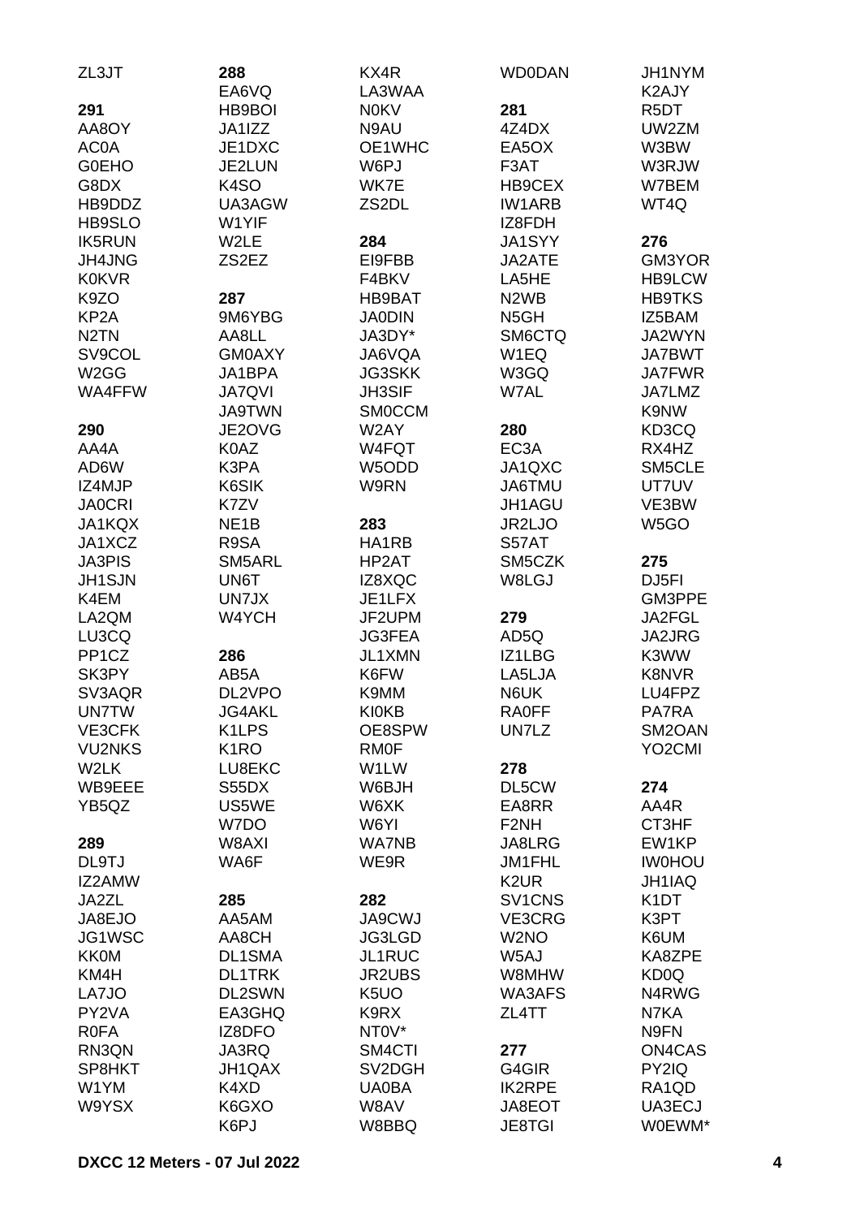ZL3JT

**291**
AA8OY
AC0A
G0EHO
G8DX
HB9DDZ
HB9SLO
IK5RUN
JH4JNG
K0KVR
K9ZO
KP2A
N2TN
SV9COL
W2GG
WA4FFW

**290**
AA4A
AD6W
IZ4MJP
JA0CRI
JA1KQX
JA1XCZ
JA3PIS
JH1SJN
K4EM
LA2QM
LU3CQ
PP1CZ
SK3PY
SV3AQR
UN7TW
VE3CFK
VU2NKS
W2LK
WB9EEE
YB5QZ

**289**
DL9TJ
IZ2AMW
JA2ZL
JA8EJO
JG1WSC
KK0M
KM4H
LA7JO
PY2VA
R0FA
RN3QN
SP8HKT
W1YM
W9YSX

**288**
EA6VQ
HB9BOI
JA1IZZ
JE1DXC
JE2LUN
K4SO
UA3AGW
W1YIF
W2LE
ZS2EZ

**287**
9M6YBG
AA8LL
GM0AXY
JA1BPA
JA7QVI
JA9TWN
JE2OVG
K0AZ
K3PA
K6SIK
K7ZV
NE1B
R9SA
SM5ARL
UN6T
UN7JX
W4YCH

**286**
AB5A
DL2VPO
JG4AKL
K1LPS
K1RO
LU8EKC
S55DX
US5WE
W7DO
W8AXI
WA6F

**285**
AA5AM
AA8CH
DL1SMA
DL1TRK
DL2SWN
EA3GHQ
IZ8DFO
JA3RQ
JH1QAX
K4XD
K6GXO
K6PJ

KX4R
LA3WAA
N0KV
N9AU
OE1WHC
W6PJ
WK7E
ZS2DL

**284**
EI9FBB
F4BKV
HB9BAT
JA0DIN
JA3DY*
JA6VQA
JG3SKK
JH3SIF
SM0CCM
W2AY
W4FQT
W5ODD
W9RN

**283**
HA1RB
HP2AT
IZ8XQC
JE1LFX
JF2UPM
JG3FEA
JL1XMN
K6FW
K9MM
KI0KB
OE8SPW
RM0F
W1LW
W6BJH
W6XK
W6YI
WA7NB
WE9R

**282**
JA9CWJ
JG3LGD
JL1RUC
JR2UBS
K5UO
K9RX
NT0V*
SM4CTI
SV2DGH
UA0BA
W8AV
W8BBQ

WD0DAN

**281**
4Z4DX
EA5OX
F3AT
HB9CEX
IW1ARB
IZ8FDH
JA1SYY
JA2ATE
LA5HE
N2WB
N5GH
SM6CTQ
W1EQ
W3GQ
W7AL

**280**
EC3A
JA1QXC
JA6TMU
JH1AGU
JR2LJO
S57AT
SM5CZK
W8LGJ

**279**
AD5Q
IZ1LBG
LA5LJA
N6UK
RA0FF
UN7LZ

**278**
DL5CW
EA8RR
F2NH
JA8LRG
JM1FHL
K2UR
SV1CNS
VE3CRG
W2NO
W5AJ
W8MHW
WA3AFS
ZL4TT

**277**
G4GIR
IK2RPE
JA8EOT
JE8TGI

JH1NYM
K2AJY
R5DT
UW2ZM
W3BW
W3RJW
W7BEM
WT4Q

**276**
GM3YOR
HB9LCW
HB9TKS
IZ5BAM
JA2WYN
JA7BWT
JA7FWR
JA7LMZ
K9NW
KD3CQ
RX4HZ
SM5CLE
UT7UV
VE3BW
W5GO

**275**
DJ5FI
GM3PPE
JA2FGL
JA2JRG
K3WW
K8NVR
LU4FPZ
PA7RA
SM2OAN
YO2CMI

**274**
AA4R
CT3HF
EW1KP
IW0HOU
JH1IAQ
K1DT
K3PT
K6UM
KA8ZPE
KD0Q
N4RWG
N7KA
N9FN
ON4CAS
PY2IQ
RA1QD
UA3ECJ
W0EWM*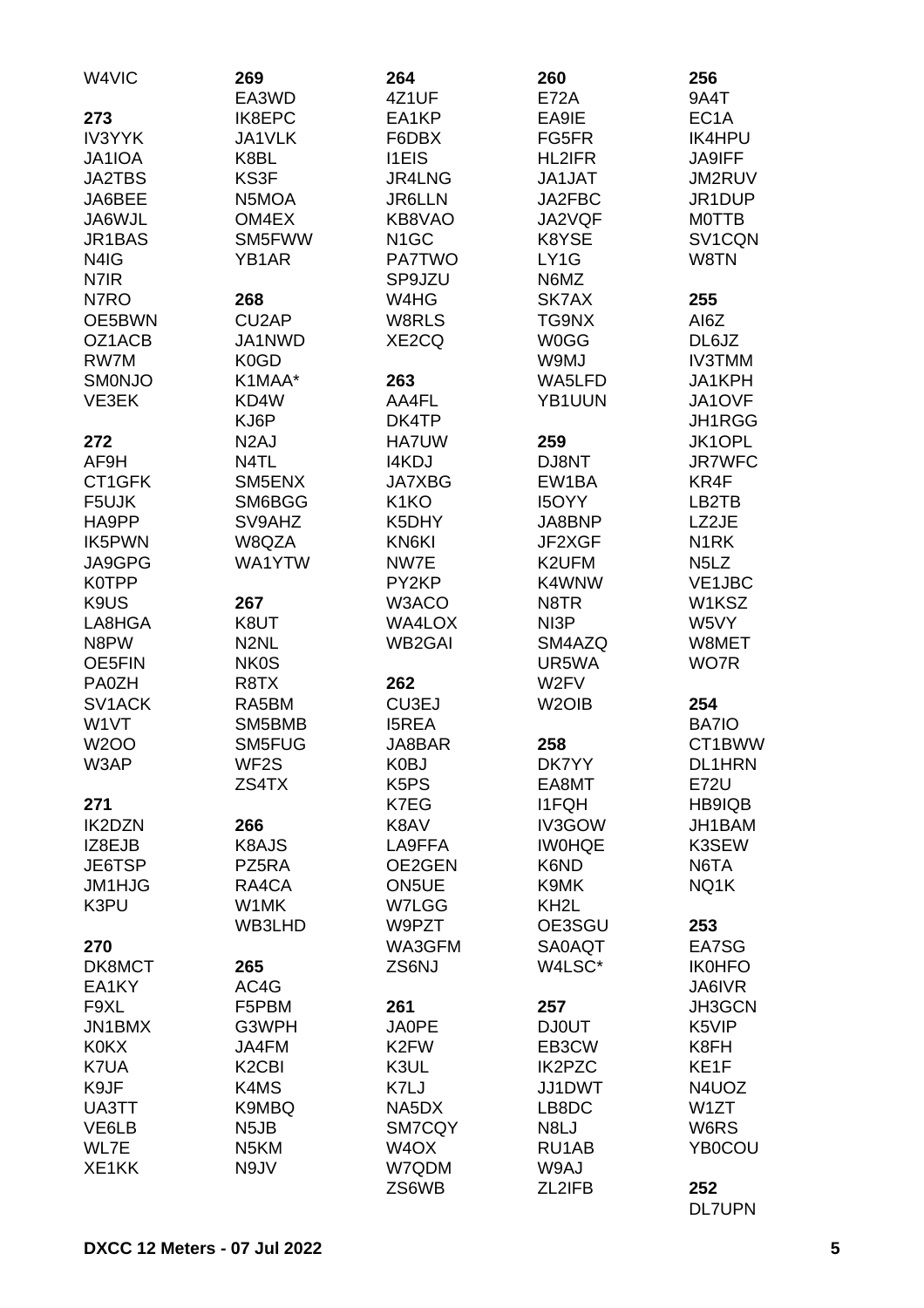W4VIC

**273**
IV3YYK
JA1IOA
JA2TBS
JA6BEE
JA6WJL
JR1BAS
N4IG
N7IR
N7RO
OE5BWN
OZ1ACB
RW7M
SM0NJO
VE3EK

**272**
AF9H
CT1GFK
F5UJK
HA9PP
IK5PWN
JA9GPG
K0TPP
K9US
LA8HGA
N8PW
OE5FIN
PA0ZH
SV1ACK
W1VT
W2OO
W3AP

**271**
IK2DZN
IZ8EJB
JE6TSP
JM1HJG
K3PU

**270**
DK8MCT
EA1KY
F9XL
JN1BMX
K0KX
K7UA
K9JF
UA3TT
VE6LB
WL7E
XE1KK

**269**
EA3WD
IK8EPC
JA1VLK
K8BL
KS3F
N5MOA
OM4EX
SM5FWW
YB1AR

**268**
CU2AP
JA1NWD
K0GD
K1MAA*
KD4W
KJ6P
N2AJ
N4TL
SM5ENX
SM6BGG
SV9AHZ
W8QZA
WA1YTW

**267**
K8UT
N2NL
NK0S
R8TX
RA5BM
SM5BMB
SM5FUG
WF2S
ZS4TX

**266**
K8AJS
PZ5RA
RA4CA
W1MK
WB3LHD

**265**
AC4G
F5PBM
G3WPH
JA4FM
K2CBI
K4MS
K9MBQ
N5JB
N5KM
N9JV

**264**
4Z1UF
EA1KP
F6DBX
I1EIS
JR4LNG
JR6LLN
KB8VAO
N1GC
PA7TWO
SP9JZU
W4HG
W8RLS
XE2CQ

**263**
AA4FL
DK4TP
HA7UW
I4KDJ
JA7XBG
K1KO
K5DHY
KN6KI
NW7E
PY2KP
W3ACO
WA4LOX
WB2GAI

**262**
CU3EJ
I5REA
JA8BAR
K0BJ
K5PS
K7EG
K8AV
LA9FFA
OE2GEN
ON5UE
W7LGG
W9PZT
WA3GFM
ZS6NJ

**261**
JA0PE
K2FW
K3UL
K7LJ
NA5DX
SM7CQY
W4OX
W7QDM
ZS6WB

**260**
E72A
EA9IE
FG5FR
HL2IFR
JA1JAT
JA2FBC
JA2VQF
K8YSE
LY1G
N6MZ
SK7AX
TG9NX
W0GG
W9MJ
WA5LFD
YB1UUN

**259**
DJ8NT
EW1BA
I5OYY
JA8BNP
JF2XGF
K2UFM
K4WNW
N8TR
NI3P
SM4AZQ
UR5WA
W2FV
W2OIB

**258**
DK7YY
EA8MT
I1FQH
IV3GOW
IW0HQE
K6ND
K9MK
KH2L
OE3SGU
SA0AQT
W4LSC*

**257**
DJ0UT
EB3CW
IK2PZC
JJ1DWT
LB8DC
N8LJ
RU1AB
W9AJ
ZL2IFB

**256**
9A4T
EC1A
IK4HPU
JA9IFF
JM2RUV
JR1DUP
M0TTB
SV1CQN
W8TN

**255**
AI6Z
DL6JZ
IV3TMM
JA1KPH
JA1OVF
JH1RGG
JK1OPL
JR7WFC
KR4F
LB2TB
LZ2JE
N1RK
N5LZ
VE1JBC
W1KSZ
W5VY
W8MET
WO7R

**254**
BA7IO
CT1BWW
DL1HRN
E72U
HB9IQB
JH1BAM
K3SEW
N6TA
NQ1K

**253**
EA7SG
IK0HFO
JA6IVR
JH3GCN
K5VIP
K8FH
KE1F
N4UOZ
W1ZT
W6RS
YB0COU

**252**
DL7UPN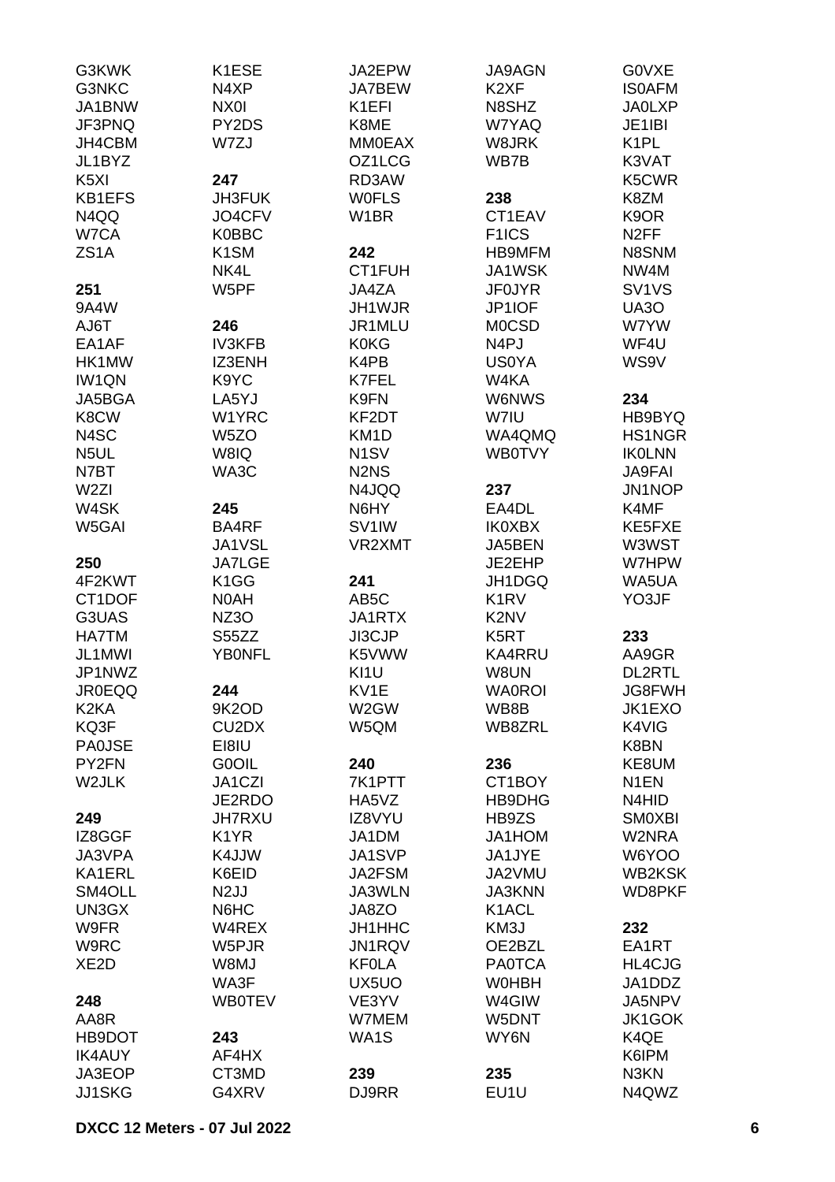G3KWK
G3NKC
JA1BNW
JF3PNQ
JH4CBM
JL1BYZ
K5XI
KB1EFS
N4QQ
W7CA
ZS1A

**251**
9A4W
AJ6T
EA1AF
HK1MW
IW1QN
JA5BGA
K8CW
N4SC
N5UL
N7BT
W2ZI
W4SK
W5GAI

**250**
4F2KWT
CT1DOF
G3UAS
HA7TM
JL1MWI
JP1NWZ
JR0EQQ
K2KA
KQ3F
PA0JSE
PY2FN
W2JLK

**249**
IZ8GGF
JA3VPA
KA1ERL
SM4OLL
UN3GX
W9FR
W9RC
XE2D

**248**
AA8R
HB9DOT
IK4AUY
JA3EOP
JJ1SKG
K1ESE
N4XP
NX0I
PY2DS
W7ZJ

**247**
JH3FUK
JO4CFV
K0BBC
K1SM
NK4L
W5PF

**246**
IV3KFB
IZ3ENH
K9YC
LA5YJ
W1YRC
W5ZO
W8IQ
WA3C

**245**
BA4RF
JA1VSL
JA7LGE
K1GG
N0AH
NZ3O
S55ZZ
YB0NFL

**244**
9K2OD
CU2DX
EI8IU
G0OIL
JA1CZI
JE2RDO
JH7RXU
K1YR
K4JJW
K6EID
N2JJ
N6HC
W4REX
W5PJR
W8MJ
WA3F
WB0TEV

**243**
AF4HX
CT3MD
G4XRV
JA2EPW
JA7BEW
K1EFI
K8ME
MM0EAX
OZ1LCG
RD3AW
W0FLS
W1BR

**242**
CT1FUH
JA4ZA
JH1WJR
JR1MLU
K0KG
K4PB
K7FEL
K9FN
KF2DT
KM1D
N1SV
N2NS
N4JQQ
N6HY
SV1IW
VR2XMT

**241**
AB5C
JA1RTX
JI3CJP
K5VWW
KI1U
KV1E
W2GW
W5QM

**240**
7K1PTT
HA5VZ
IZ8VYU
JA1DM
JA1SVP
JA2FSM
JA3WLN
JA8ZO
JH1HHC
JN1RQV
KF0LA
UX5UO
VE3YV
W7MEM
WA1S

**239**
DJ9RR
JA9AGN
K2XF
N8SHZ
W7YAQ
W8JRK
WB7B

**238**
CT1EAV
F1ICS
HB9MFM
JA1WSK
JF0JYR
JP1IOF
M0CSD
N4PJ
US0YA
W4KA
W6NWS
W7IU
WA4QMQ
WB0TVY

**237**
EA4DL
IK0XBX
JA5BEN
JE2EHP
JH1DGQ
K1RV
K2NV
K5RT
KA4RRU
W8UN
WA0ROI
WB8B
WB8ZRL

**236**
CT1BOY
HB9DHG
HB9ZS
JA1HOM
JA1JYE
JA2VMU
JA3KNN
K1ACL
KM3J
OE2BZL
PA0TCA
W0HBH
W4GIW
W5DNT
WY6N

**235**
EU1U
G0VXE
IS0AFM
JA0LXP
JE1IBI
K1PL
K3VAT
K5CWR
K8ZM
K9OR
N2FF
N8SNM
NW4M
SV1VS
UA3O
W7YW
WF4U
WS9V

**234**
HB9BYQ
HS1NGR
IK0LNN
JA9FAI
JN1NOP
K4MF
KE5FXE
W3WST
W7HPW
WA5UA
YO3JF

**233**
AA9GR
DL2RTL
JG8FWH
JK1EXO
K4VIG
K8BN
KE8UM
N1EN
N4HID
SM0XBI
W2NRA
W6YOO
WB2KSK
WD8PKF

**232**
EA1RT
HL4CJG
JA1DDZ
JA5NPV
JK1GOK
K4QE
K6IPM
N3KN
N4QWZ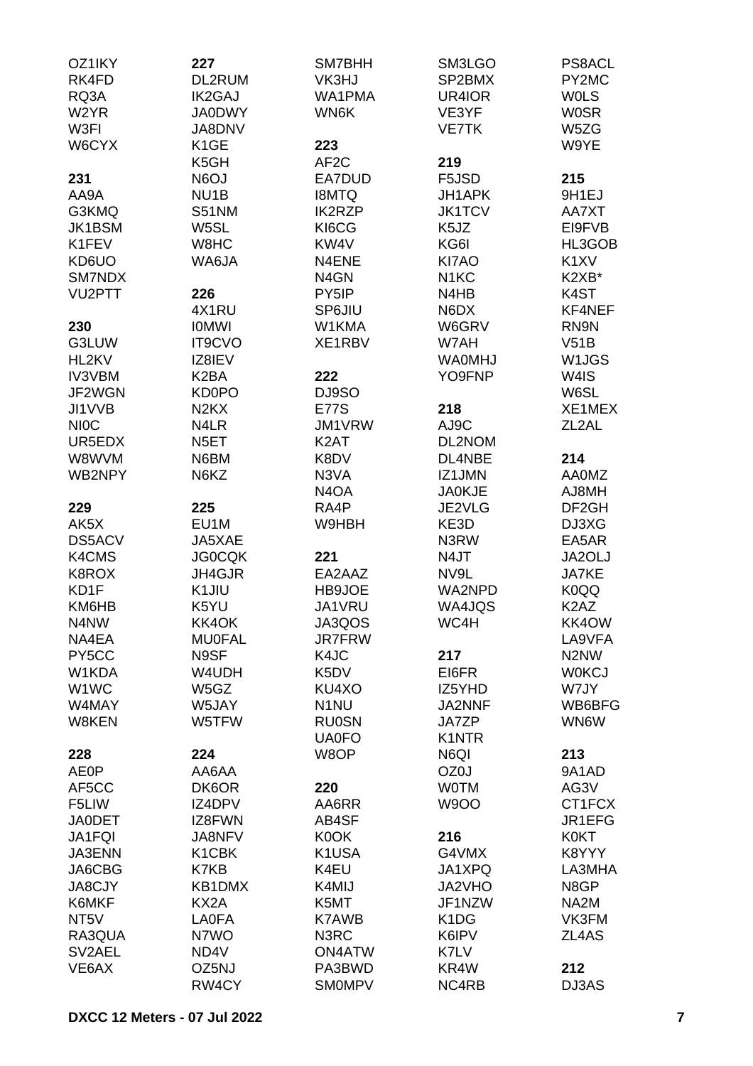OZ1IKY
RK4FD
RQ3A
W2YR
W3FI
W6CYX

**231**
AA9A
G3KMQ
JK1BSM
K1FEV
KD6UO
SM7NDX
VU2PTT

**230**
G3LUW
HL2KV
IV3VBM
JF2WGN
JI1VVB
NI0C
UR5EDX
W8WVM
WB2NPY

**229**
AK5X
DS5ACV
K4CMS
K8ROX
KD1F
KM6HB
N4NW
NA4EA
PY5CC
W1KDA
W1WC
W4MAY
W8KEN

**228**
AE0P
AF5CC
F5LIW
JA0DET
JA1FQI
JA3ENN
JA6CBG
JA8CJY
K6MKF
NT5V
RA3QUA
SV2AEL
VE6AX

**227**
DL2RUM
IK2GAJ
JA0DWY
JA8DNV
K1GE
K5GH
N6OJ
NU1B
S51NM
W5SL
W8HC
WA6JA

**226**
4X1RU
I0MWI
IT9CVO
IZ8IEV
K2BA
KD0PO
N2KX
N4LR
N5ET
N6BM
N6KZ

**225**
EU1M
JA5XAE
JG0CQK
JH4GJR
K1JIU
K5YU
KK4OK
MU0FAL
N9SF
W4UDH
W5GZ
W5JAY
W5TFW

**224**
AA6AA
DK6OR
IZ4DPV
IZ8FWN
JA8NFV
K1CBK
K7KB
KB1DMX
KX2A
LA0FA
N7WO
ND4V
OZ5NJ
RW4CY

SM7BHH
VK3HJ
WA1PMA
WN6K

**223**
AF2C
EA7DUD
I8MTQ
IK2RZP
KI6CG
KW4V
N4ENE
N4GN
PY5IP
SP6JIU
W1KMA
XE1RBV

**222**
DJ9SO
E77S
JM1VRW
K2AT
K8DV
N3VA
N4OA
RA4P
W9HBH

**221**
EA2AAZ
HB9JOE
JA1VRU
JA3QOS
JR7FRW
K4JC
K5DV
KU4XO
N1NU
RU0SN
UA0FO
W8OP

**220**
AA6RR
AB4SF
K0OK
K1USA
K4EU
K4MIJ
K5MT
K7AWB
N3RC
ON4ATW
PA3BWD
SM0MPV

SM3LGO
SP2BMX
UR4IOR
VE3YF
VE7TK

**219**
F5JSD
JH1APK
JK1TCV
K5JZ
KG6I
KI7AO
N1KC
N4HB
N6DX
W6GRV
W7AH
WA0MHJ
YO9FNP

**218**
AJ9C
DL2NOM
DL4NBE
IZ1JMN
JA0KJE
JE2VLG
KE3D
N3RW
N4JT
NV9L
WA2NPD
WA4JQS
WC4H

**217**
EI6FR
IZ5YHD
JA2NNF
JA7ZP
K1NTR
N6QI
OZ0J
W0TM
W9OO

**216**
G4VMX
JA1XPQ
JA2VHO
JF1NZW
K1DG
K6IPV
K7LV
KR4W
NC4RB

PS8ACL
PY2MC
W0LS
W0SR
W5ZG
W9YE

**215**
9H1EJ
AA7XT
EI9FVB
HL3GOB
K1XV
K2XB*
K4ST
KF4NEF
RN9N
V51B
W1JGS
W4IS
W6SL
XE1MEX
ZL2AL

**214**
AA0MZ
AJ8MH
DF2GH
DJ3XG
EA5AR
JA2OLJ
JA7KE
K0QQ
K2AZ
KK4OW
LA9VFA
N2NW
W0KCJ
W7JY
WB6BFG
WN6W

**213**
9A1AD
AG3V
CT1FCX
JR1EFG
K0KT
K8YYY
LA3MHA
N8GP
NA2M
VK3FM
ZL4AS

**212**
DJ3AS

DXCC 12 Meters - 07 Jul 2022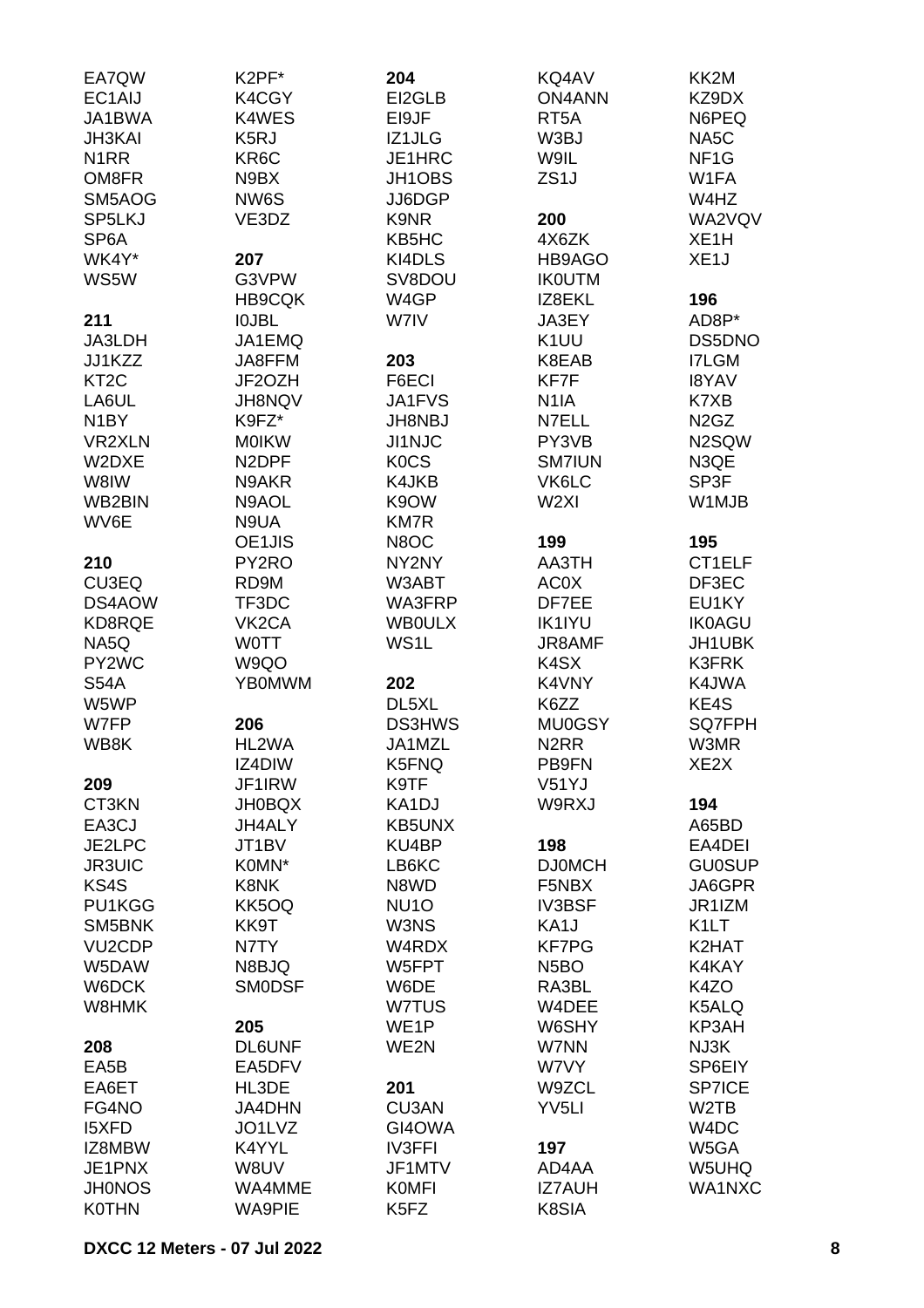EA7QW
EC1AIJ
JA1BWA
JH3KAI
N1RR
OM8FR
SM5AOG
SP5LKJ
SP6A
WK4Y*
WS5W

**211**

JA3LDH
JJ1KZZ
KT2C
LA6UL
N1BY
VR2XLN
W2DXE
W8IW
WB2BIN
WV6E

**210**

CU3EQ
DS4AOW
KD8RQE
NA5Q
PY2WC
S54A
W5WP
W7FP
WB8K

**209**

CT3KN
EA3CJ
JE2LPC
JR3UIC
KS4S
PU1KGG
SM5BNK
VU2CDP
W5DAW
W6DCK
W8HMK

**208**

EA5B
EA6ET
FG4NO
I5XFD
IZ8MBW
JE1PNX
JH0NOS
K0THN
K2PF*
K4CGY
K4WES
K5RJ
KR6C
N9BX
NW6S
VE3DZ

**207**

G3VPW
HB9CQK
I0JBL
JA1EMQ
JA8FFM
JF2OZH
JH8NQV
K9FZ*
M0IKW
N2DPF
N9AKR
N9AOL
N9UA
OE1JIS
PY2RO
RD9M
TF3DC
VK2CA
W0TT
W9QO
YB0MWM

**206**

HL2WA
IZ4DIW
JF1IRW
JH0BQX
JH4ALY
JT1BV
K0MN*
K8NK
KK5OQ
KK9T
N7TY
N8BJQ
SM0DSF

**205**

DL6UNF
EA5DFV
HL3DE
JA4DHN
JO1LVZ
K4YYL
W8UV
WA4MME
WA9PIE

**204**

EI2GLB
EI9JF
IZ1JLG
JE1HRC
JH1OBS
JJ6DGP
K9NR
KB5HC
KI4DLS
SV8DOU
W4GP
W7IV

**203**

F6ECI
JA1FVS
JH8NBJ
JI1NJC
K0CS
K4JKB
K9OW
KM7R
N8OC
NY2NY
W3ABT
WA3FRP
WB0ULX
WS1L

**202**

DL5XL
DS3HWS
JA1MZL
K5FNQ
K9TF
KA1DJ
KB5UNX
KU4BP
LB6KC
N8WD
NU1O
W3NS
W4RDX
W5FPT
W6DE
W7TUS
WE1P
WE2N

**201**

CU3AN
GI4OWA
IV3FFI
JF1MTV
K0MFI
K5FZ
KQ4AV
ON4ANN
RT5A
W3BJ
W9IL
ZS1J

**200**

4X6ZK
HB9AGO
IK0UTM
IZ8EKL
JA3EY
K1UU
K8EAB
KF7F
N1IA
N7ELL
PY3VB
SM7IUN
VK6LC
W2XI

**199**

AA3TH
AC0X
DF7EE
IK1IYU
JR8AMF
K4SX
K4VNY
K6ZZ
MU0GSY
N2RR
PB9FN
V51YJ
W9RXJ

**198**

DJ0MCH
F5NBX
IV3BSF
KA1J
KF7PG
N5BO
RA3BL
W4DEE
W6SHY
W7NN
W7VY
W9ZCL
YV5LI

**197**

AD4AA
IZ7AUH
K8SIA
KK2M
KZ9DX
N6PEQ
NA5C
NF1G
W1FA
W4HZ
WA2VQV
XE1H
XE1J

**196**

AD8P*
DS5DNO
I7LGM
I8YAV
K7XB
N2GZ
N2SQW
N3QE
SP3F
W1MJB

**195**

CT1ELF
DF3EC
EU1KY
IK0AGU
JH1UBK
K3FRK
K4JWA
KE4S
SQ7FPH
W3MR
XE2X

**194**

A65BD
EA4DEI
GU0SUP
JA6GPR
JR1IZM
K1LT
K2HAT
K4KAY
K4ZO
K5ALQ
KP3AH
NJ3K
SP6EIY
SP7ICE
W2TB
W4DC
W5GA
W5UHQ
WA1NXC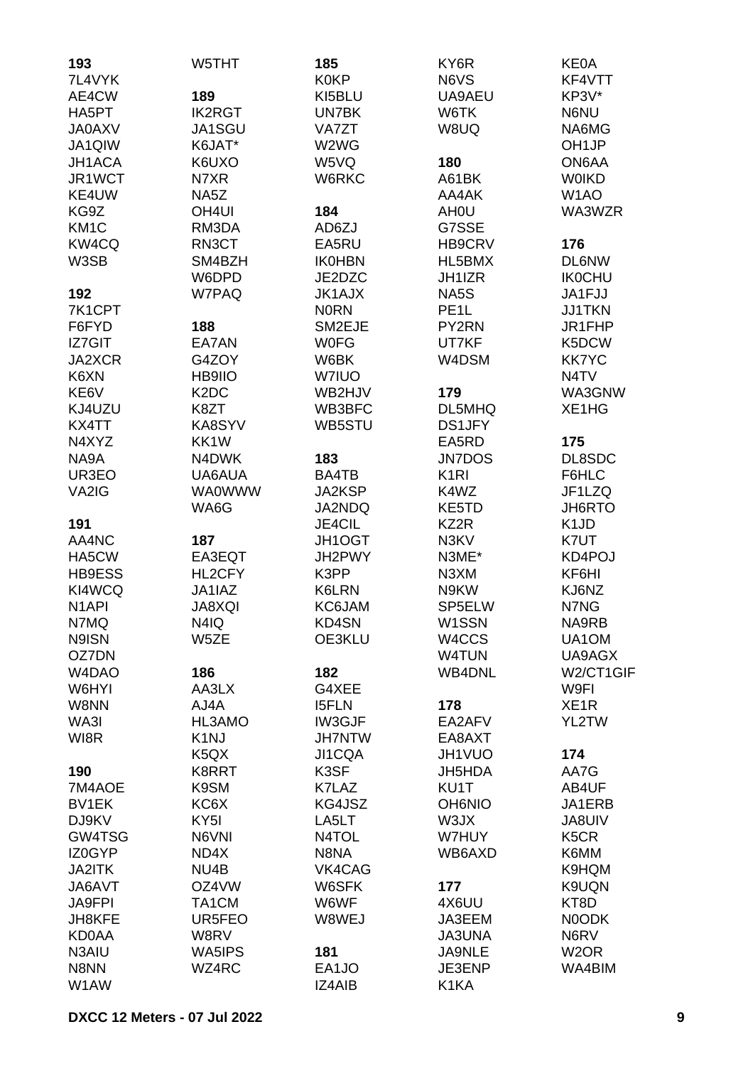**193**
7L4VYK
AE4CW
HA5PT
JA0AXV
JA1QIW
JH1ACA
JR1WCT
KE4UW
KG9Z
KM1C
KW4CQ
W3SB

**192**
7K1CPT
F6FYD
IZ7GIT
JA2XCR
K6XN
KE6V
KJ4UZU
KX4TT
N4XYZ
NA9A
UR3EO
VA2IG

**191**
AA4NC
HA5CW
HB9ESS
KI4WCQ
N1API
N7MQ
N9ISN
OZ7DN
W4DAO
W6HYI
W8NN
WA3I
WI8R

**190**
7M4AOE
BV1EK
DJ9KV
GW4TSG
IZ0GYP
JA2ITK
JA6AVT
JA9FPI
JH8KFE
KD0AA
N3AIU
N8NN
W1AW
W5THT

**189**
IK2RGT
JA1SGU
K6JAT*
K6UXO
N7XR
NA5Z
OH4UI
RM3DA
RN3CT
SM4BZH
W6DPD
W7PAQ

**188**
EA7AN
G4ZOY
HB9IIO
K2DC
K8ZT
KA8SYV
KK1W
N4DWK
UA6AUA
WA0WWW
WA6G

**187**
EA3EQT
HL2CFY
JA1IAZ
JA8XQI
N4IQ
W5ZE

**186**
AA3LX
AJ4A
HL3AMO
K1NJ
K5QX
K8RRT
K9SM
KC6X
KY5I
N6VNI
ND4X
NU4B
OZ4VW
TA1CM
UR5FEO
W8RV
WA5IPS
WZ4RC

**185**
K0KP
KI5BLU
UN7BK
VA7ZT
W2WG
W5VQ
W6RKC

**184**
AD6ZJ
EA5RU
IK0HBN
JE2DZC
JK1AJX
N0RN
SM2EJE
W0FG
W6BK
W7IUO
WB2HJV
WB3BFC
WB5STU

**183**
BA4TB
JA2KSP
JA2NDQ
JE4CIL
JH1OGT
JH2PWY
K3PP
K6LRN
KC6JAM
KD4SN
OE3KLU

**182**
G4XEE
I5FLN
IW3GJF
JH7NTW
JI1CQA
K3SF
K7LAZ
KG4JSZ
LA5LT
N4TOL
N8NA
VK4CAG
W6SFK
W6WF
W8WEJ

**181**
EA1JO
IZ4AIB
KY6R
N6VS
UA9AEU
W6TK
W8UQ

**180**
A61BK
AA4AK
AH0U
G7SSE
HB9CRV
HL5BMX
JH1IZR
NA5S
PE1L
PY2RN
UT7KF
W4DSM

**179**
DL5MHQ
DS1JFY
EA5RD
JN7DOS
K1RI
K4WZ
KE5TD
KZ2R
N3KV
N3ME*
N3XM
N9KW
SP5ELW
W1SSN
W4CCS
W4TUN
WB4DNL

**178**
EA2AFV
EA8AXT
JH1VUO
JH5HDA
KU1T
OH6NIO
W3JX
W7HUY
WB6AXD

**177**
4X6UU
JA3EEM
JA3UNA
JA9NLE
JE3ENP
K1KA
KE0A
KF4VTT
KP3V*
N6NU
NA6MG
OH1JP
ON6AA
W0IKD
W1AO
WA3WZR

**176**
DL6NW
IK0CHU
JA1FJJ
JJ1TKN
JR1FHP
K5DCW
KK7YC
N4TV
WA3GNW
XE1HG

**175**
DL8SDC
F6HLC
JF1LZQ
JH6RTO
K1JD
K7UT
KD4POJ
KF6HI
KJ6NZ
N7NG
NA9RB
UA1OM
UA9AGX
W2/CT1GIF
W9FI
XE1R
YL2TW

**174**
AA7G
AB4UF
JA1ERB
JA8UIV
K5CR
K6MM
K9HQM
K9UQN
KT8D
N0ODK
N6RV
W2OR
WA4BIM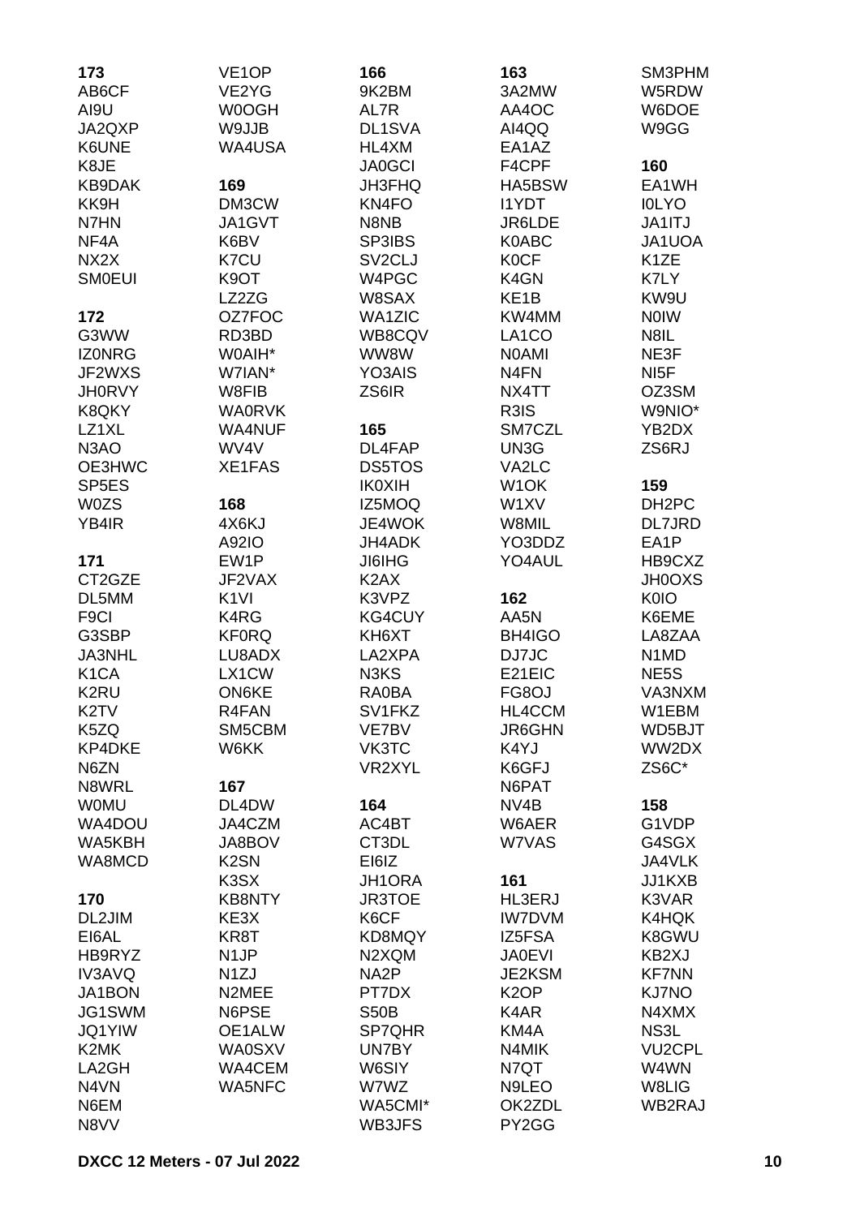**173**
AB6CF
AI9U
JA2QXP
K6UNE
K8JE
KB9DAK
KK9H
N7HN
NF4A
NX2X
SM0EUI

**172**
G3WW
IZ0NRG
JF2WXS
JH0RVY
K8QKY
LZ1XL
N3AO
OE3HWC
SP5ES
W0ZS
YB4IR

**171**
CT2GZE
DL5MM
F9CI
G3SBP
JA3NHL
K1CA
K2RU
K2TV
K5ZQ
KP4DKE
N6ZN
N8WRL
W0MU
WA4DOU
WA5KBH
WA8MCD

**170**
DL2JIM
EI6AL
HB9RYZ
IV3AVQ
JA1BON
JG1SWM
JQ1YIW
K2MK
LA2GH
N4VN
N6EM
N8VV
VE1OP
VE2YG
W0OGH
W9JJB
WA4USA

**169**
DM3CW
JA1GVT
K6BV
K7CU
K9OT
LZ2ZG
OZ7FOC
RD3BD
W0AIH*
W7IAN*
W8FIB
WA0RVK
WA4NUF
WV4V
XE1FAS

**168**
4X6KJ
A92IO
EW1P
JF2VAX
K1VI
K4RG
KF0RQ
LU8ADX
LX1CW
ON6KE
R4FAN
SM5CBM
W6KK

**167**
DL4DW
JA4CZM
JA8BOV
K2SN
K3SX
KB8NTY
KE3X
KR8T
N1JP
N1ZJ
N2MEE
N6PSE
OE1ALW
WA0SXV
WA4CEM
WA5NFC

**166**
9K2BM
AL7R
DL1SVA
HL4XM
JA0GCI
JH3FHQ
KN4FO
N8NB
SP3IBS
SV2CLJ
W4PGC
W8SAX
WA1ZIC
WB8CQV
WW8W
YO3AIS
ZS6IR

**165**
DL4FAP
DS5TOS
IK0XIH
IZ5MOQ
JE4WOK
JH4ADK
JI6IHG
K2AX
K3VPZ
KG4CUY
KH6XT
LA2XPA
N3KS
RA0BA
SV1FKZ
VE7BV
VK3TC
VR2XYL

**164**
AC4BT
CT3DL
EI6IZ
JH1ORA
JR3TOE
K6CF
KD8MQY
N2XQM
NA2P
PT7DX
S50B
SP7QHR
UN7BY
W6SIY
W7WZ
WA5CMI*
WB3JFS

**163**
3A2MW
AA4OC
AI4QQ
EA1AZ
F4CPF
HA5BSW
I1YDT
JR6LDE
K0ABC
K0CF
K4GN
KE1B
KW4MM
LA1CO
N0AMI
N4FN
NX4TT
R3IS
SM7CZL
UN3G
VA2LC
W1OK
W1XV
W8MIL
YO3DDZ
YO4AUL

**162**
AA5N
BH4IGO
DJ7JC
E21EIC
FG8OJ
HL4CCM
JR6GHN
K4YJ
K6GFJ
N6PAT
NV4B
W6AER
W7VAS

**161**
HL3ERJ
IW7DVM
IZ5FSA
JA0EVI
JE2KSM
K2OP
K4AR
KM4A
N4MIK
N7QT
N9LEO
OK2ZDL
PY2GG
SM3PHM
W5RDW
W6DOE
W9GG

**160**
EA1WH
I0LYO
JA1ITJ
JA1UOA
K1ZE
K7LY
KW9U
N0IW
N8IL
NE3F
NI5F
OZ3SM
W9NIO*
YB2DX
ZS6RJ

**159**
DH2PC
DL7JRD
EA1P
HB9CXZ
JH0OXS
K0IO
K6EME
LA8ZAA
N1MD
NE5S
VA3NXM
W1EBM
WD5BJT
WW2DX
ZS6C*

**158**
G1VDP
G4SGX
JA4VLK
JJ1KXB
K3VAR
K4HQK
K8GWU
KB2XJ
KF7NN
KJ7NO
N4XMX
NS3L
VU2CPL
W4WN
W8LIG
WB2RAJ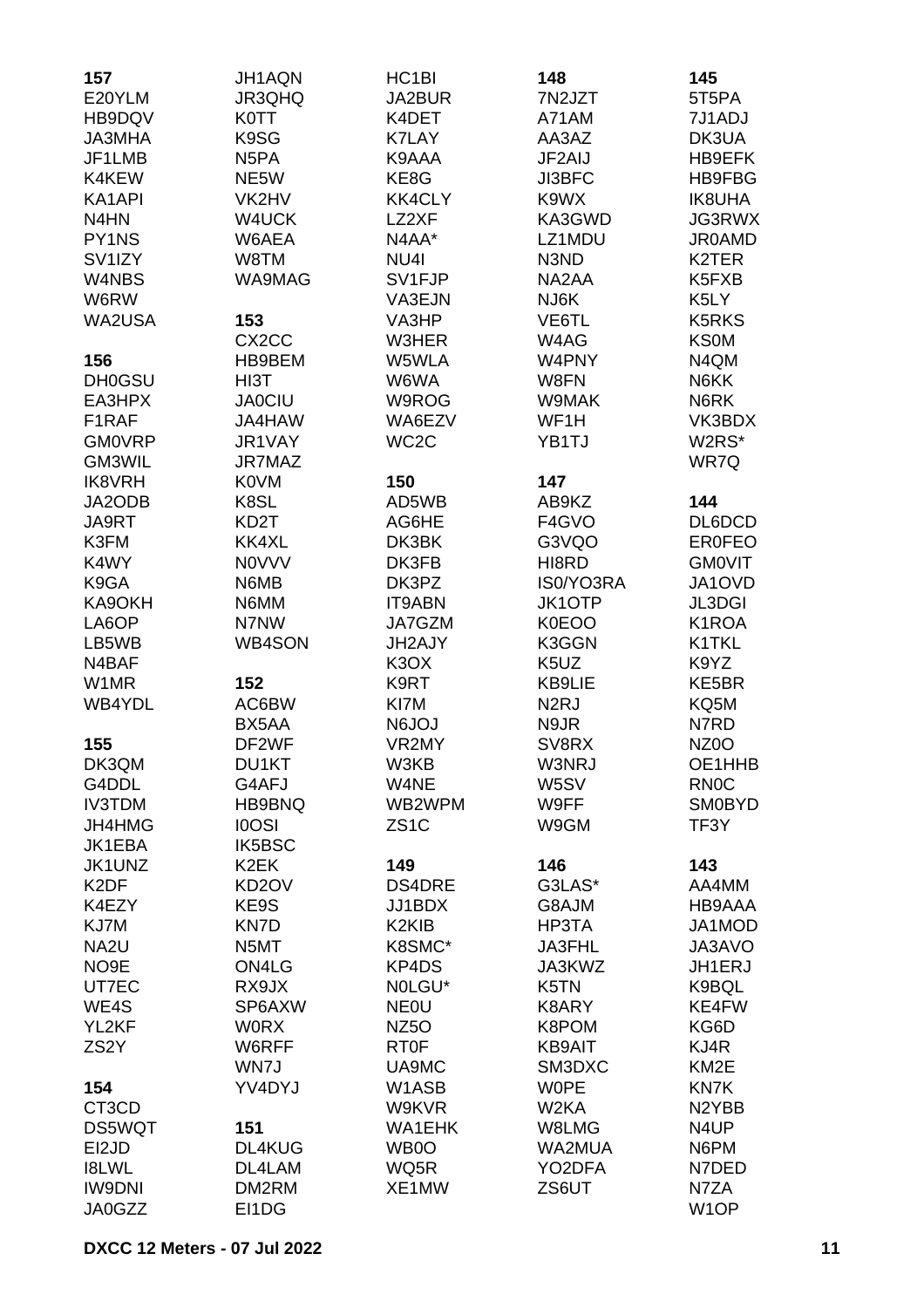**157**
E20YLM
HB9DQV
JA3MHA
JF1LMB
K4KEW
KA1API
N4HN
PY1NS
SV1IZY
W4NBS
W6RW
WA2USA

**156**
DH0GSU
EA3HPX
F1RAF
GM0VRP
GM3WIL
IK8VRH
JA2ODB
JA9RT
K3FM
K4WY
K9GA
KA9OKH
LA6OP
LB5WB
N4BAF
W1MR
WB4YDL

**155**
DK3QM
G4DDL
IV3TDM
JH4HMG
JK1EBA
JK1UNZ
K2DF
K4EZY
KJ7M
NA2U
NO9E
UT7EC
WE4S
YL2KF
ZS2Y

**154**
CT3CD
DS5WQT
EI2JD
I8LWL
IW9DNI
JA0GZZ
JH1AQN
JR3QHQ
K0TT
K9SG
N5PA
NE5W
VK2HV
W4UCK
W6AEA
W8TM
WA9MAG

**153**
CX2CC
HB9BEM
HI3T
JA0CIU
JA4HAW
JR1VAY
JR7MAZ
K0VM
K8SL
KD2T
KK4XL
N0VVV
N6MB
N6MM
N7NW
WB4SON

**152**
AC6BW
BX5AA
DF2WF
DU1KT
G4AFJ
HB9BNQ
I0OSI
IK5BSC
K2EK
KD2OV
KE9S
KN7D
N5MT
ON4LG
RX9JX
SP6AXW
W0RX
W6RFF
WN7J
YV4DYJ

**151**
DL4KUG
DL4LAM
DM2RM
EI1DG
HC1BI
JA2BUR
K4DET
K7LAY
K9AAA
KE8G
KK4CLY
LZ2XF
N4AA*
NU4I
SV1FJP
VA3EJN
VA3HP
W3HER
W5WLA
W6WA
W9ROG
WA6EZV
WC2C

**150**
AD5WB
AG6HE
DK3BK
DK3FB
DK3PZ
IT9ABN
JA7GZM
JH2AJY
K3OX
K9RT
KI7M
N6JOJ
VR2MY
W3KB
W4NE
WB2WPM
ZS1C

**149**
DS4DRE
JJ1BDX
K2KIB
K8SMC*
KP4DS
N0LGU*
NE0U
NZ5O
RT0F
UA9MC
W1ASB
W9KVR
WA1EHK
WB0O
WQ5R
XE1MW

**148**
7N2JZT
A71AM
AA3AZ
JF2AIJ
JI3BFC
K9WX
KA3GWD
LZ1MDU
N3ND
NA2AA
NJ6K
VE6TL
W4AG
W4PNY
W8FN
W9MAK
WF1H
YB1TJ

**147**
AB9KZ
F4GVO
G3VQO
HI8RD
IS0/YO3RA
JK1OTP
K0EOO
K3GGN
K5UZ
KB9LIE
N2RJ
N9JR
SV8RX
W3NRJ
W5SV
W9FF
W9GM

**146**
G3LAS*
G8AJM
HP3TA
JA3FHL
JA3KWZ
K5TN
K8ARY
K8POM
KB9AIT
SM3DXC
W0PE
W2KA
W8LMG
WA2MUA
YO2DFA
ZS6UT

**145**
5T5PA
7J1ADJ
DK3UA
HB9EFK
HB9FBG
IK8UHA
JG3RWX
JR0AMD
K2TER
K5FXB
K5LY
K5RKS
KS0M
N4QM
N6KK
N6RK
VK3BDX
W2RS*
WR7Q

**144**
DL6DCD
ER0FEO
GM0VIT
JA1OVD
JL3DGI
K1ROA
K1TKL
K9YZ
KE5BR
KQ5M
N7RD
NZ0O
OE1HHB
RN0C
SM0BYD
TF3Y

**143**
AA4MM
HB9AAA
JA1MOD
JA3AVO
JH1ERJ
K9BQL
KE4FW
KG6D
KJ4R
KM2E
KN7K
N2YBB
N4UP
N6PM
N7DED
N7ZA
W1OP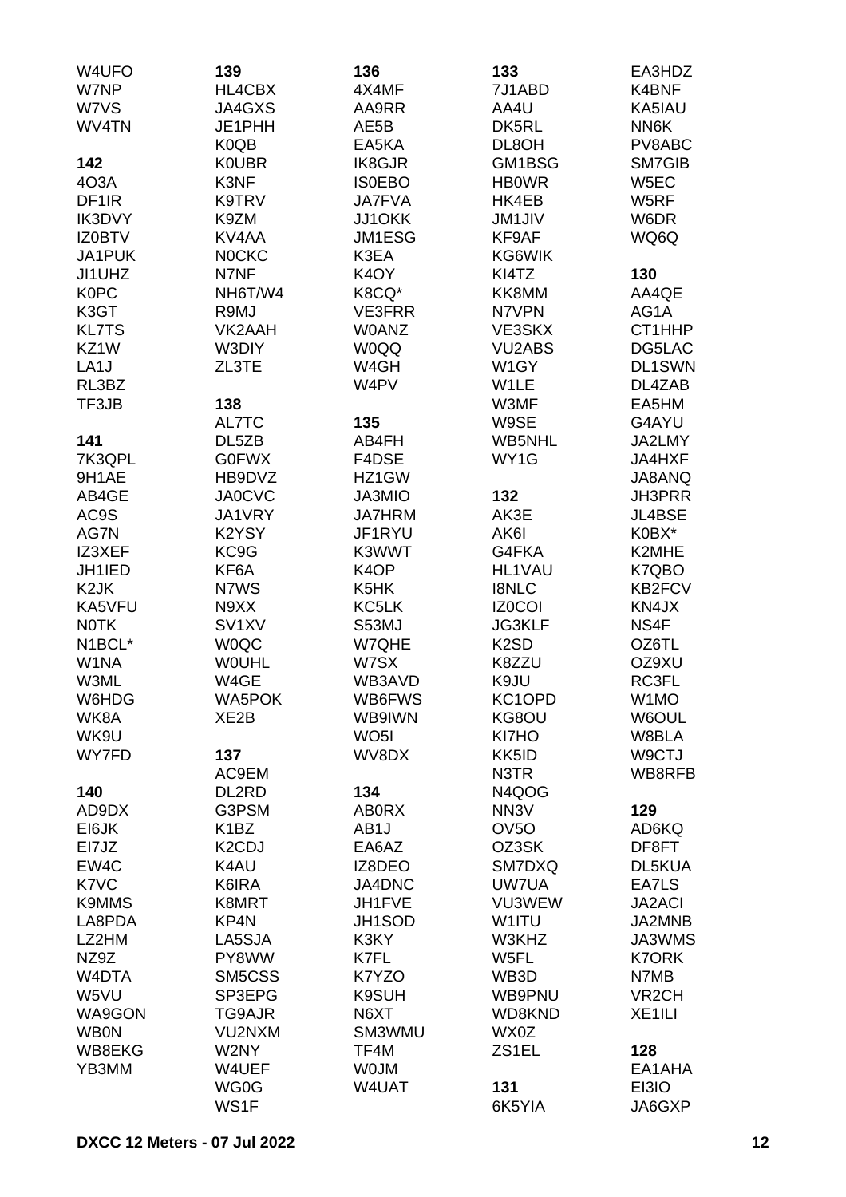W4UFO
W7NP
W7VS
WV4TN

**142**
4O3A
DF1IR
IK3DVY
IZ0BTV
JA1PUK
JI1UHZ
K0PC
K3GT
KL7TS
KZ1W
LA1J
RL3BZ
TF3JB

**141**
7K3QPL
9H1AE
AB4GE
AC9S
AG7N
IZ3XEF
JH1IED
K2JK
KA5VFU
N0TK
N1BCL*
W1NA
W3ML
W6HDG
WK8A
WK9U
WY7FD

**140**
AD9DX
EI6JK
EI7JZ
EW4C
K7VC
K9MMS
LA8PDA
LZ2HM
NZ9Z
W4DTA
W5VU
WA9GON
WB0N
WB8EKG
YB3MM

**139**
HL4CBX
JA4GXS
JE1PHH
K0QB
K0UBR
K3NF
K9TRV
K9ZM
KV4AA
N0CKC
N7NF
NH6T/W4
R9MJ
VK2AAH
W3DIY
ZL3TE

**138**
AL7TC
DL5ZB
G0FWX
HB9DVZ
JA0CVC
JA1VRY
K2YSY
KC9G
KF6A
N7WS
N9XX
SV1XV
W0QC
W0UHL
W4GE
WA5POK
XE2B

**137**
AC9EM
DL2RD
G3PSM
K1BZ
K2CDJ
K4AU
K6IRA
K8MRT
KP4N
LA5SJA
PY8WW
SM5CSS
SP3EPG
TG9AJR
VU2NXM
W2NY
W4UEF
WG0G
WS1F

**136**
4X4MF
AA9RR
AE5B
EA5KA
IK8GJR
IS0EBO
JA7FVA
JJ1OKK
JM1ESG
K3EA
K4OY
K8CQ*
VE3FRR
W0ANZ
W0QQ
W4GH
W4PV

**135**
AB4FH
F4DSE
HZ1GW
JA3MIO
JA7HRM
JF1RYU
K3WWT
K4OP
K5HK
KC5LK
S53MJ
W7QHE
W7SX
WB3AVD
WB6FWS
WB9IWN
WO5I
WV8DX

**134**
AB0RX
AB1J
EA6AZ
IZ8DEO
JA4DNC
JH1FVE
JH1SOD
K3KY
K7FL
K7YZO
K9SUH
N6XT
SM3WMU
TF4M
W0JM
W4UAT

**133**
7J1ABD
AA4U
DK5RL
DL8OH
GM1BSG
HB0WR
HK4EB
JM1JIV
KF9AF
KG6WIK
KI4TZ
KK8MM
N7VPN
VE3SKX
VU2ABS
W1GY
W1LE
W3MF
W9SE
WB5NHL
WY1G

**132**
AK3E
AK6I
G4FKA
HL1VAU
I8NLC
IZ0COI
JG3KLF
K2SD
K8ZZU
K9JU
KC1OPD
KG8OU
KI7HO
KK5ID
N3TR
N4QOG
NN3V
OV5O
OZ3SK
SM7DXQ
UW7UA
VU3WEW
W1ITU
W3KHZ
W5FL
WB3D
WB9PNU
WD8KND
WX0Z
ZS1EL

**131**
6K5YIA

EA3HDZ
K4BNF
KA5IAU
NN6K
PV8ABC
SM7GIB
W5EC
W5RF
W6DR
WQ6Q

**130**
AA4QE
AG1A
CT1HHP
DG5LAC
DL1SWN
DL4ZAB
EA5HM
G4AYU
JA2LMY
JA4HXF
JA8ANQ
JH3PRR
JL4BSE
K0BX*
K2MHE
K7QBO
KB2FCV
KN4JX
NS4F
OZ6TL
OZ9XU
RC3FL
W1MO
W6OUL
W8BLA
W9CTJ
WB8RFB

**129**
AD6KQ
DF8FT
DL5KUA
EA7LS
JA2ACI
JA2MNB
JA3WMS
K7ORK
N7MB
VR2CH
XE1ILI

**128**
EA1AHA
EI3IO
JA6GXP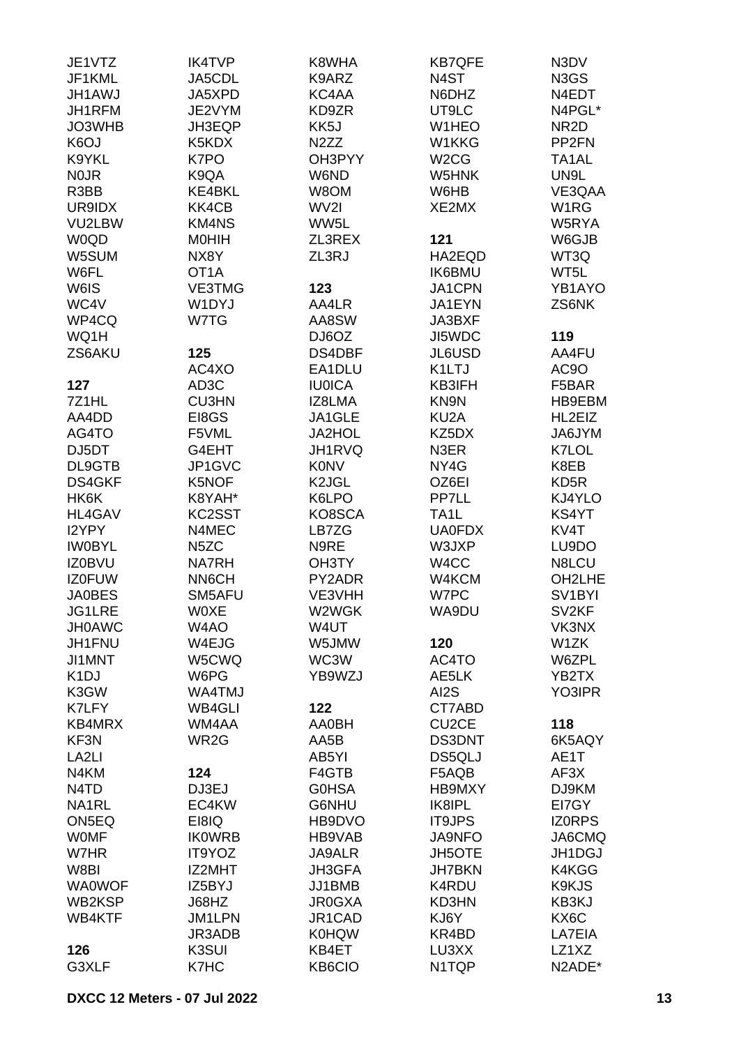JE1VTZ
JF1KML
JH1AWJ
JH1RFM
JO3WHB
K6OJ
K9YKL
N0JR
R3BB
UR9IDX
VU2LBW
W0QD
W5SUM
W6FL
W6IS
WC4V
WP4CQ
WQ1H
ZS6AKU

**127**
7Z1HL
AA4DD
AG4TO
DJ5DT
DL9GTB
DS4GKF
HK6K
HL4GAV
I2YPY
IW0BYL
IZ0BVU
IZ0FUW
JA0BES
JG1LRE
JH0AWC
JH1FNU
JI1MNT
K1DJ
K3GW
K7LFY
KB4MRX
KF3N
LA2LI
N4KM
N4TD
NA1RL
ON5EQ
W0MF
W7HR
W8BI
WA0WOF
WB2KSP
WB4KTF

**126**
G3XLF

IK4TVP
JA5CDL
JA5XPD
JE2VYM
JH3EQP
K5KDX
K7PO
K9QA
KE4BKL
KK4CB
KM4NS
M0HIH
NX8Y
OT1A
VE3TMG
W1DYJ
W7TG

**125**
AC4XO
AD3C
CU3HN
EI8GS
F5VML
G4EHT
JP1GVC
K5NOF
K8YAH*
KC2SST
N4MEC
N5ZC
NA7RH
NN6CH
SM5AFU
W0XE
W4AO
W4EJG
W5CWQ
W6PG
WA4TMJ
WB4GLI
WM4AA
WR2G

**124**
DJ3EJ
EC4KW
EI8IQ
IK0WRB
IT9YOZ
IZ2MHT
IZ5BYJ
J68HZ
JM1LPN
JR3ADB
K3SUI
K7HC

K8WHA
K9ARZ
KC4AA
KD9ZR
KK5J
N2ZZ
OH3PYY
W6ND
W8OM
WV2I
WW5L
ZL3REX
ZL3RJ

**123**
AA4LR
AA8SW
DJ6OZ
DS4DBF
EA1DLU
IU0ICA
IZ8LMA
JA1GLE
JA2HOL
JH1RVQ
K0NV
K2JGL
K6LPO
KO8SCA
LB7ZG
N9RE
OH3TY
PY2ADR
VE3VHH
W2WGK
W4UT
W5JMW
WC3W
YB9WZJ

**122**
AA0BH
AA5B
AB5YI
F4GTB
G0HSA
G6NHU
HB9DVO
HB9VAB
JA9ALR
JH3GFA
JJ1BMB
JR0GXA
JR1CAD
K0HQW
KB4ET
KB6CIO

KB7QFE
N4ST
N6DHZ
UT9LC
W1HEO
W1KKG
W2CG
W5HNK
W6HB
XE2MX

**121**
HA2EQD
IK6BMU
JA1CPN
JA1EYN
JA3BXF
JI5WDC
JL6USD
K1LTJ
KB3IFH
KN9N
KU2A
KZ5DX
N3ER
NY4G
OZ6EI
PP7LL
TA1L
UA0FDX
W3JXP
W4CC
W4KCM
W7PC
WA9DU

**120**
AC4TO
AE5LK
AI2S
CT7ABD
CU2CE
DS3DNT
DS5QLJ
F5AQB
HB9MXY
IK8IPL
IT9JPS
JA9NFO
JH5OTE
JH7BKN
K4RDU
KD3HN
KJ6Y
KR4BD
LU3XX
N1TQP

N3DV
N3GS
N4EDT
N4PGL*
NR2D
PP2FN
TA1AL
UN9L
VE3QAA
W1RG
W5RYA
W6GJB
WT3Q
WT5L
YB1AYO
ZS6NK

**119**
AA4FU
AC9O
F5BAR
HB9EBM
HL2EIZ
JA6JYM
K7LOL
K8EB
KD5R
KJ4YLO
KS4YT
KV4T
LU9DO
N8LCU
OH2LHE
SV1BYI
SV2KF
VK3NX
W1ZK
W6ZPL
YB2TX
YO3IPR

**118**
6K5AQY
AE1T
AF3X
DJ9KM
EI7GY
IZ0RPS
JA6CMQ
JH1DGJ
K4KGG
K9KJS
KB3KJ
KX6C
LA7EIA
LZ1XZ
N2ADE*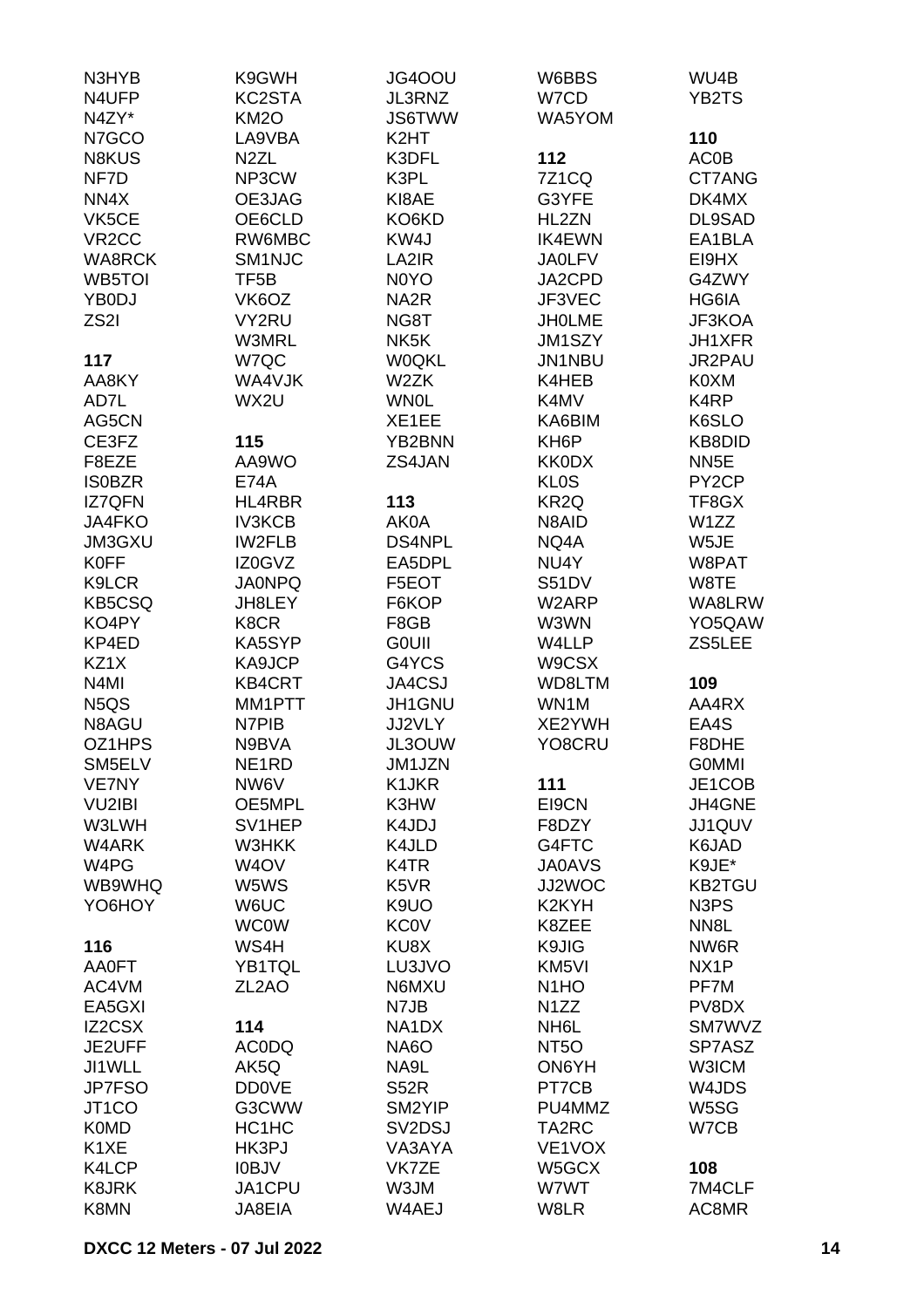N3HYB
N4UFP
N4ZY*
N7GCO
N8KUS
NF7D
NN4X
VK5CE
VR2CC
WA8RCK
WB5TOI
YB0DJ
ZS2I

**117**

AA8KY
AD7L
AG5CN
CE3FZ
F8EZE
IS0BZR
IZ7QFN
JA4FKO
JM3GXU
K0FF
K9LCR
KB5CSQ
KO4PY
KP4ED
KZ1X
N4MI
N5QS
N8AGU
OZ1HPS
SM5ELV
VE7NY
VU2IBI
W3LWH
W4ARK
W4PG
WB9WHQ
YO6HOY

**116**

AA0FT
AC4VM
EA5GXI
IZ2CSX
JE2UFF
JI1WLL
JP7FSO
JT1CO
K0MD
K1XE
K4LCP
K8JRK
K8MN
K9GWH
KC2STA
KM2O
LA9VBA
N2ZL
NP3CW
OE3JAG
OE6CLD
RW6MBC
SM1NJC
TF5B
VK6OZ
VY2RU
W3MRL
W7QC
WA4VJK
WX2U

**115**

AA9WO
E74A
HL4RBR
IV3KCB
IW2FLB
IZ0GVZ
JA0NPQ
JH8LEY
K8CR
KA5SYP
KA9JCP
KB4CRT
MM1PTT
N7PIB
N9BVA
NE1RD
NW6V
OE5MPL
SV1HEP
W3HKK
W4OV
W5WS
W6UC
WC0W
WS4H
YB1TQL
ZL2AO

**114**

AC0DQ
AK5Q
DD0VE
G3CWW
HC1HC
HK3PJ
I0BJV
JA1CPU
JA8EIA
JG4OOU
JL3RNZ
JS6TWW
K2HT
K3DFL
K3PL
KI8AE
KO6KD
KW4J
LA2IR
N0YO
NA2R
NG8T
NK5K
W0QKL
W2ZK
WN0L
XE1EE
YB2BNN
ZS4JAN

**113**

AK0A
DS4NPL
EA5DPL
F5EOT
F6KOP
F8GB
G0UII
G4YCS
JA4CSJ
JH1GNU
JJ2VLY
JL3OUW
JM1JZN
K1JKR
K3HW
K4JDJ
K4JLD
K4TR
K5VR
K9UO
KC0V
KU8X
LU3JVO
N6MXU
N7JB
NA1DX
NA6O
NA9L
S52R
SM2YIP
SV2DSJ
VA3AYA
VK7ZE
W3JM
W4AEJ
W6BBS
W7CD
WA5YOM

**112**

7Z1CQ
G3YFE
HL2ZN
IK4EWN
JA0LFV
JA2CPD
JF3VEC
JH0LME
JM1SZY
JN1NBU
K4HEB
K4MV
KA6BIM
KH6P
KK0DX
KL0S
KR2Q
N8AID
NQ4A
NU4Y
S51DV
W2ARP
W3WN
W4LLP
W9CSX
WD8LTM
WN1M
XE2YWH
YO8CRU

**111**

EI9CN
F8DZY
G4FTC
JA0AVS
JJ2WOC
K2KYH
K8ZEE
K9JIG
KM5VI
N1HO
N1ZZ
NH6L
NT5O
ON6YH
PT7CB
PU4MMZ
TA2RC
VE1VOX
W5GCX
W7WT
W8LR
WU4B
YB2TS

**110**

AC0B
CT7ANG
DK4MX
DL9SAD
EA1BLA
EI9HX
G4ZWY
HG6IA
JF3KOA
JH1XFR
JR2PAU
K0XM
K4RP
K6SLO
KB8DID
NN5E
PY2CP
TF8GX
W1ZZ
W5JE
W8PAT
W8TE
WA8LRW
YO5QAW
ZS5LEE

**109**

AA4RX
EA4S
F8DHE
G0MMI
JE1COB
JH4GNE
JJ1QUV
K6JAD
K9JE*
KB2TGU
N3PS
NN8L
NW6R
NX1P
PF7M
PV8DX
SM7WVZ
SP7ASZ
W3ICM
W4JDS
W5SG
W7CB

**108**

7M4CLF
AC8MR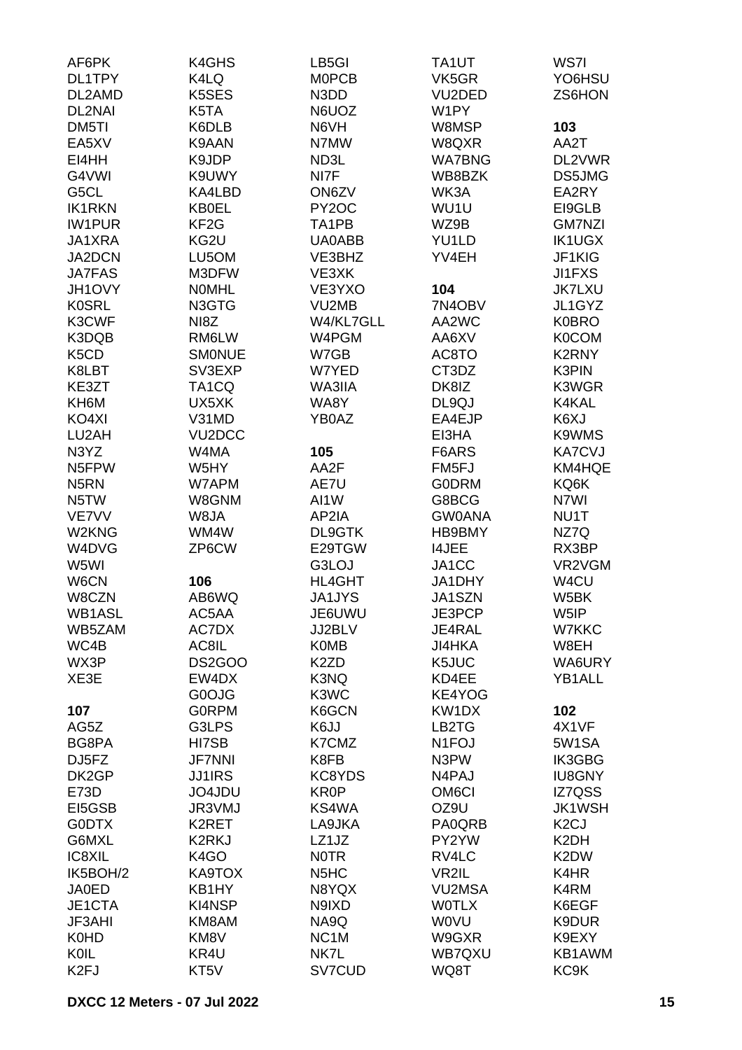AF6PK
DL1TPY
DL2AMD
DL2NAI
DM5TI
EA5XV
EI4HH
G4VWI
G5CL
IK1RKN
IW1PUR
JA1XRA
JA2DCN
JA7FAS
JH1OVY
K0SRL
K3CWF
K3DQB
K5CD
K8LBT
KE3ZT
KH6M
KO4XI
LU2AH
N3YZ
N5FPW
N5RN
N5TW
VE7VV
W2KNG
W4DVG
W5WI
W6CN
W8CZN
WB1ASL
WB5ZAM
WC4B
WX3P
XE3E

**107**

AG5Z
BG8PA
DJ5FZ
DK2GP
E73D
EI5GSB
G0DTX
G6MXL
IC8XIL
IK5BOH/2
JA0ED
JE1CTA
JF3AHI
K0HD
K0IL
K2FJ
K4GHS
K4LQ
K5SES
K5TA
K6DLB
K9AAN
K9JDP
K9UWY
KA4LBD
KB0EL
KF2G
KG2U
LU5OM
M3DFW
N0MHL
N3GTG
NI8Z
RM6LW
SM0NUE
SV3EXP
TA1CQ
UX5XK
V31MD
VU2DCC
W4MA
W5HY
W7APM
W8GNM
W8JA
WM4W
ZP6CW

**106**

AB6WQ
AC5AA
AC7DX
AC8IL
DS2GOO
EW4DX
G0OJG
G0RPM
G3LPS
HI7SB
JF7NNI
JJ1IRS
JO4JDU
JR3VMJ
K2RET
K2RKJ
K4GO
KA9TOX
KB1HY
KI4NSP
KM8AM
KM8V
KR4U
KT5V
LB5GI
M0PCB
N3DD
N6UOZ
N6VH
N7MW
ND3L
NI7F
ON6ZV
PY2OC
TA1PB
UA0ABB
VE3BHZ
VE3XK
VE3YXO
VU2MB
W4/KL7GLL
W4PGM
W7GB
W7YED
WA3IIA
WA8Y
YB0AZ

**105**

AA2F
AE7U
AI1W
AP2IA
DL9GTK
E29TGW
G3LOJ
HL4GHT
JA1JYS
JE6UWU
JJ2BLV
K0MB
K2ZD
K3NQ
K3WC
K6GCN
K6JJ
K7CMZ
K8FB
KC8YDS
KR0P
KS4WA
LA9JKA
LZ1JZ
N0TR
N5HC
N8YQX
N9IXD
NA9Q
NC1M
NK7L
SV7CUD
TA1UT
VK5GR
VU2DED
W1PY
W8MSP
W8QXR
WA7BNG
WB8BZK
WK3A
WU1U
WZ9B
YU1LD
YV4EH

**104**

7N4OBV
AA2WC
AA6XV
AC8TO
CT3DZ
DK8IZ
DL9QJ
EA4EJP
EI3HA
F6ARS
FM5FJ
G0DRM
G8BCG
GW0ANA
HB9BMY
I4JEE
JA1CC
JA1DHY
JA1SZN
JE3PCP
JE4RAL
JI4HKA
K5JUC
KD4EE
KE4YOG
KW1DX
LB2TG
N1FOJ
N3PW
N4PAJ
OM6CI
OZ9U
PA0QRB
PY2YW
RV4LC
VR2IL
VU2MSA
W0TLX
W0VU
W9GXR
WB7QXU
WQ8T
WS7I
YO6HSU
ZS6HON

**103**

AA2T
DL2VWR
DS5JMG
EA2RY
EI9GLB
GM7NZI
IK1UGX
JF1KIG
JI1FXS
JK7LXU
JL1GYZ
K0BRO
K0COM
K2RNY
K3PIN
K3WGR
K4KAL
K6XJ
K9WMS
KA7CVJ
KM4HQE
KQ6K
N7WI
NU1T
NZ7Q
RX3BP
VR2VGM
W4CU
W5BK
W5IP
W7KKC
W8EH
WA6URY
YB1ALL

**102**

4X1VF
5W1SA
IK3GBG
IU8GNY
IZ7QSS
JK1WSH
K2CJ
K2DH
K2DW
K4HR
K4RM
K6EGF
K9DUR
K9EXY
KB1AWM
KC9K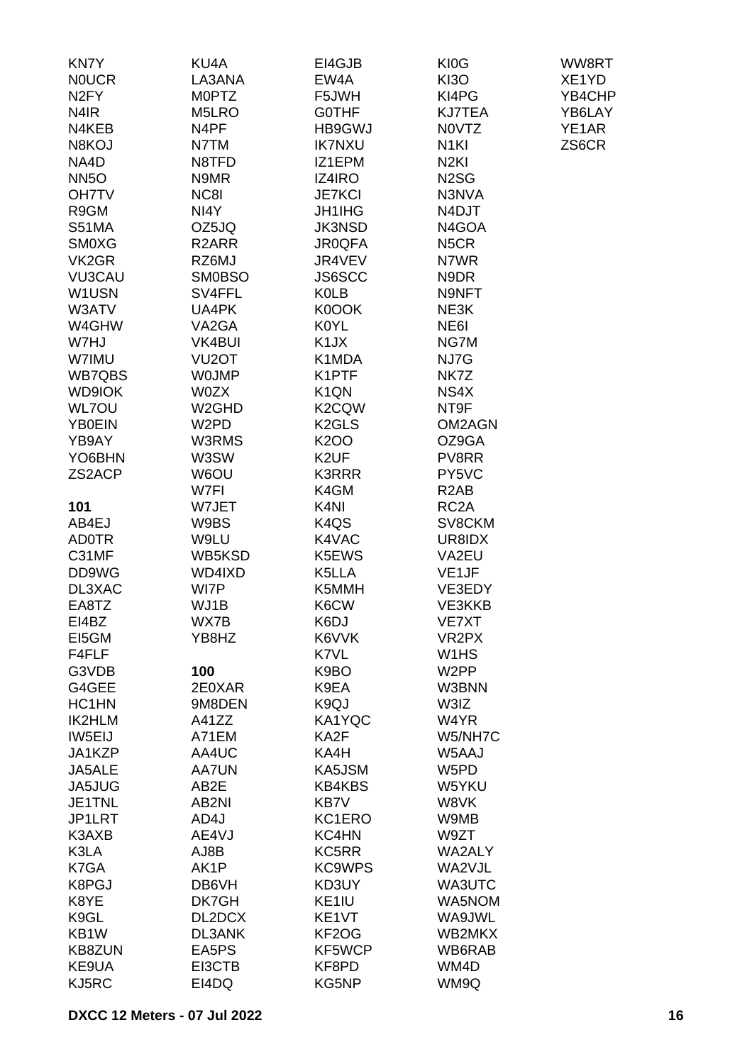KN7Y
N0UCR
N2FY
N4IR
N4KEB
N8KOJ
NA4D
NN5O
OH7TV
R9GM
S51MA
SM0XG
VK2GR
VU3CAU
W1USN
W3ATV
W4GHW
W7HJ
W7IMU
WB7QBS
WD9IOK
WL7OU
YB0EIN
YB9AY
YO6BHN
ZS2ACP

**101**

AB4EJ
AD0TR
C31MF
DD9WG
DL3XAC
EA8TZ
EI4BZ
EI5GM
F4FLF
G3VDB
G4GEE
HC1HN
IK2HLM
IW5EIJ
JA1KZP
JA5ALE
JA5JUG
JE1TNL
JP1LRT
K3AXB
K3LA
K7GA
K8PGJ
K8YE
K9GL
KB1W
KB8ZUN
KE9UA
KJ5RC
KU4A
LA3ANA
M0PTZ
M5LRO
N4PF
N7TM
N8TFD
N9MR
NC8I
NI4Y
OZ5JQ
R2ARR
RZ6MJ
SM0BSO
SV4FFL
UA4PK
VA2GA
VK4BUI
VU2OT
W0JMP
W0ZX
W2GHD
W2PD
W3RMS
W3SW
W6OU
W7FI
W7JET
W9BS
W9LU
WB5KSD
WD4IXD
WI7P
WJ1B
WX7B
YB8HZ

**100**

2E0XAR
9M8DEN
A41ZZ
A71EM
AA4UC
AA7UN
AB2E
AB2NI
AD4J
AE4VJ
AJ8B
AK1P
DB6VH
DK7GH
DL2DCX
DL3ANK
EA5PS
EI3CTB
EI4DQ
EI4GJB
EW4A
F5JWH
G0THF
HB9GWJ
IK7NXU
IZ1EPM
IZ4IRO
JE7KCI
JH1IHG
JK3NSD
JR0QFA
JR4VEV
JS6SCC
K0LB
K0OOK
K0YL
K1JX
K1MDA
K1PTF
K1QN
K2CQW
K2GLS
K2OO
K2UF
K3RRR
K4GM
K4NI
K4QS
K4VAC
K5EWS
K5LLA
K5MMH
K6CW
K6DJ
K6VVK
K7VL
K9BO
K9EA
K9QJ
KA1YQC
KA2F
KA4H
KA5JSM
KB4KBS
KB7V
KC1ERO
KC4HN
KC5RR
KC9WPS
KD3UY
KE1IU
KE1VT
KF2OG
KF5WCP
KF8PD
KG5NP
KI0G
KI3O
KI4PG
KJ7TEA
N0VTZ
N1KI
N2KI
N2SG
N3NVA
N4DJT
N4GOA
N5CR
N7WR
N9DR
N9NFT
NE3K
NE6I
NG7M
NJ7G
NK7Z
NS4X
NT9F
OM2AGN
OZ9GA
PV8RR
PY5VC
R2AB
RC2A
SV8CKM
UR8IDX
VA2EU
VE1JF
VE3EDY
VE3KKB
VE7XT
VR2PX
W1HS
W2PP
W3BNN
W3IZ
W4YR
W5/NH7C
W5AAJ
W5PD
W5YKU
W8VK
W9MB
W9ZT
WA2ALY
WA2VJL
WA3UTC
WA5NOM
WA9JWL
WB2MKX
WB6RAB
WM4D
WM9Q
WW8RT
XE1YD
YB4CHP
YB6LAY
YE1AR
ZS6CR